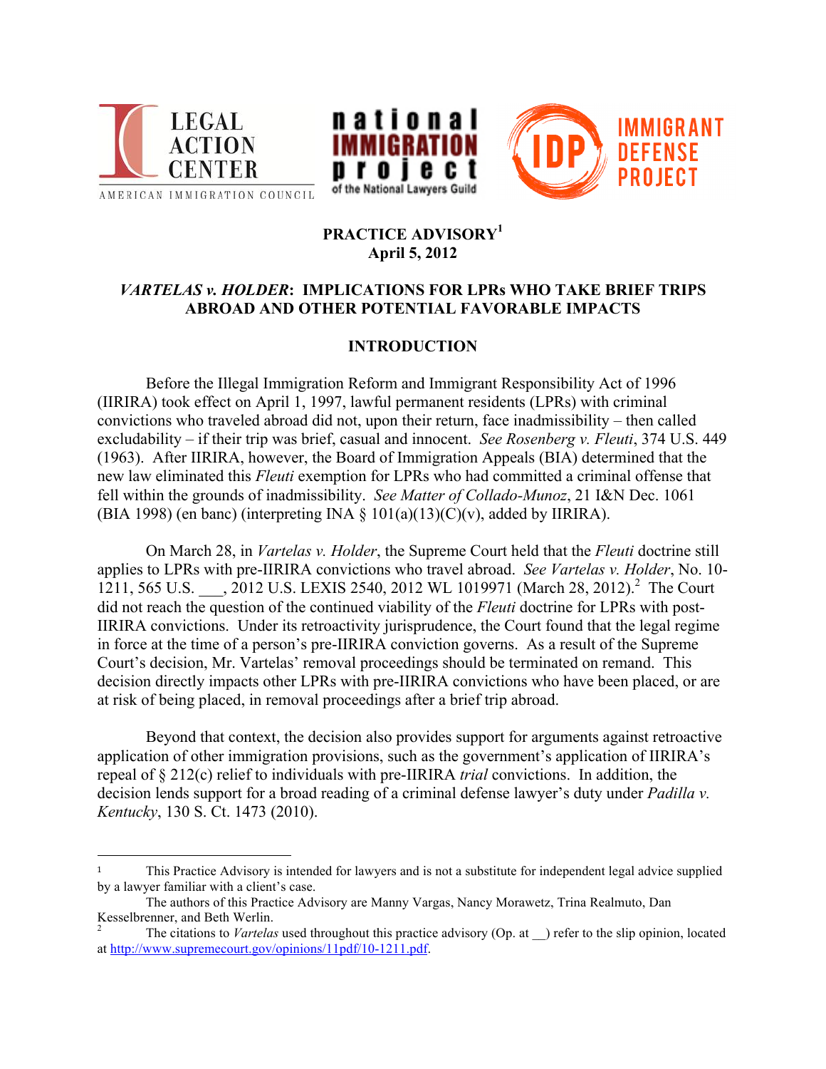LEGAL ACTION CENTER
AMERICAN IMMIGRATION COUNCIL

national IMMIGRATION project of the National Lawyers Guild

IDP IMMIGRANT DEFENSE PROJECT

**PRACTICE ADVISORY[1]**
**April 5, 2012**

## *VARTELAS v. HOLDER*: IMPLICATIONS FOR LPRs WHO TAKE BRIEF TRIPS ABROAD AND OTHER POTENTIAL FAVORABLE IMPACTS

### INTRODUCTION

Before the Illegal Immigration Reform and Immigrant Responsibility Act of 1996 (IIRIRA) took effect on April 1, 1997, lawful permanent residents (LPRs) with criminal convictions who traveled abroad did not, upon their return, face inadmissibility – then called excludability – if their trip was brief, casual and innocent. *See Rosenberg v. Fleuti*, 374 U.S. 449 (1963). After IIRIRA, however, the Board of Immigration Appeals (BIA) determined that the new law eliminated this *Fleuti* exemption for LPRs who had committed a criminal offense that fell within the grounds of inadmissibility. *See Matter of Collado-Munoz*, 21 I&N Dec. 1061 (BIA 1998) (en banc) (interpreting INA § 101(a)(13)(C)(v), added by IIRIRA).

On March 28, in *Vartelas v. Holder*, the Supreme Court held that the *Fleuti* doctrine still applies to LPRs with pre-IIRIRA convictions who travel abroad. *See Vartelas v. Holder*, No. 10-1211, 565 U.S. ___, 2012 U.S. LEXIS 2540, 2012 WL 1019971 (March 28, 2012).[2] The Court did not reach the question of the continued viability of the *Fleuti* doctrine for LPRs with post-IIRIRA convictions. Under its retroactivity jurisprudence, the Court found that the legal regime in force at the time of a person's pre-IIRIRA conviction governs. As a result of the Supreme Court's decision, Mr. Vartelas' removal proceedings should be terminated on remand. This decision directly impacts other LPRs with pre-IIRIRA convictions who have been placed, or are at risk of being placed, in removal proceedings after a brief trip abroad.

Beyond that context, the decision also provides support for arguments against retroactive application of other immigration provisions, such as the government's application of IIRIRA's repeal of § 212(c) relief to individuals with pre-IIRIRA *trial* convictions. In addition, the decision lends support for a broad reading of a criminal defense lawyer's duty under *Padilla v. Kentucky*, 130 S. Ct. 1473 (2010).

---

[1] This Practice Advisory is intended for lawyers and is not a substitute for independent legal advice supplied by a lawyer familiar with a client's case.
The authors of this Practice Advisory are Manny Vargas, Nancy Morawetz, Trina Realmuto, Dan Kesselbrenner, and Beth Werlin.

[2] The citations to *Vartelas* used throughout this practice advisory (Op. at __) refer to the slip opinion, located at http://www.supremecourt.gov/opinions/11pdf/10-1211.pdf.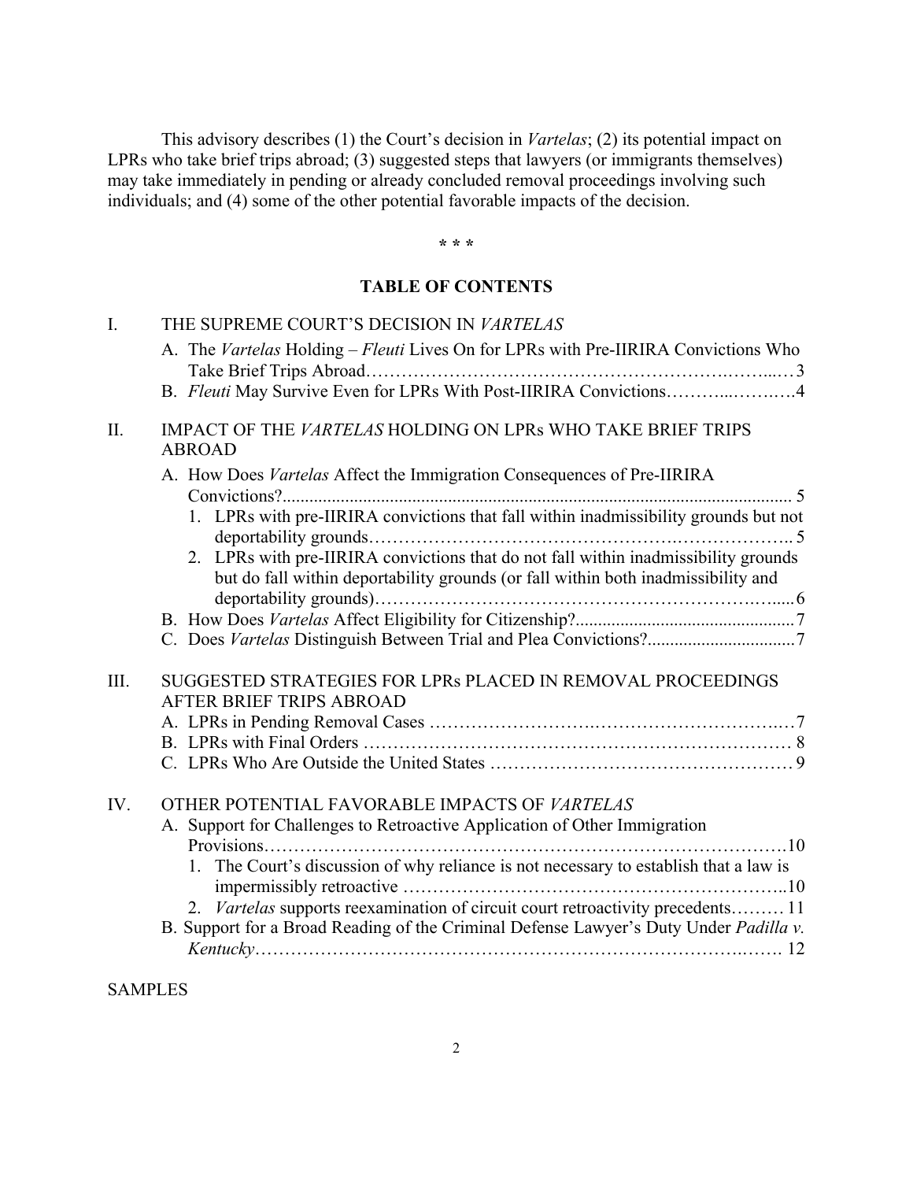This advisory describes (1) the Court's decision in *Vartelas*; (2) its potential impact on LPRs who take brief trips abroad; (3) suggested steps that lawyers (or immigrants themselves) may take immediately in pending or already concluded removal proceedings involving such individuals; and (4) some of the other potential favorable impacts of the decision.

\* \* \*

## TABLE OF CONTENTS

I. THE SUPREME COURT'S DECISION IN *VARTELAS*

- A. The *Vartelas* Holding – *Fleuti* Lives On for LPRs with Pre-IIRIRA Convictions Who Take Brief Trips Abroad……………………………………………………….……...…3
- B. *Fleuti* May Survive Even for LPRs With Post-IIRIRA Convictions………...……..….4

II. IMPACT OF THE *VARTELAS* HOLDING ON LPRs WHO TAKE BRIEF TRIPS ABROAD

- A. How Does *Vartelas* Affect the Immigration Consequences of Pre-IIRIRA Convictions?................................................................................................................ 5
  1. LPRs with pre-IIRIRA convictions that fall within inadmissibility grounds but not deportability grounds…………………………………………….………………... 5
  2. LPRs with pre-IIRIRA convictions that do not fall within inadmissibility grounds but do fall within deportability grounds (or fall within both inadmissibility and deportability grounds)……………………………………………………….…..... 6
- B. How Does *Vartelas* Affect Eligibility for Citizenship?................................................. 7
- C. Does *Vartelas* Distinguish Between Trial and Plea Convictions?................................. 7

III. SUGGESTED STRATEGIES FOR LPRs PLACED IN REMOVAL PROCEEDINGS AFTER BRIEF TRIPS ABROAD

- A. LPRs in Pending Removal Cases ………………………….…………………………..…7
- B. LPRs with Final Orders ……………………………………………………………… 8
- C. LPRs Who Are Outside the United States …………………………………………… 9

IV. OTHER POTENTIAL FAVORABLE IMPACTS OF *VARTELAS*

- A. Support for Challenges to Retroactive Application of Other Immigration Provisions……………………………………………………………………………10
  1. The Court's discussion of why reliance is not necessary to establish that a law is impermissibly retroactive ………………………………………………………..10
  2. *Vartelas* supports reexamination of circuit court retroactivity precedents……… 11
- B. Support for a Broad Reading of the Criminal Defense Lawyer's Duty Under *Padilla v. Kentucky*…………………………………………………………………….……. 12

SAMPLES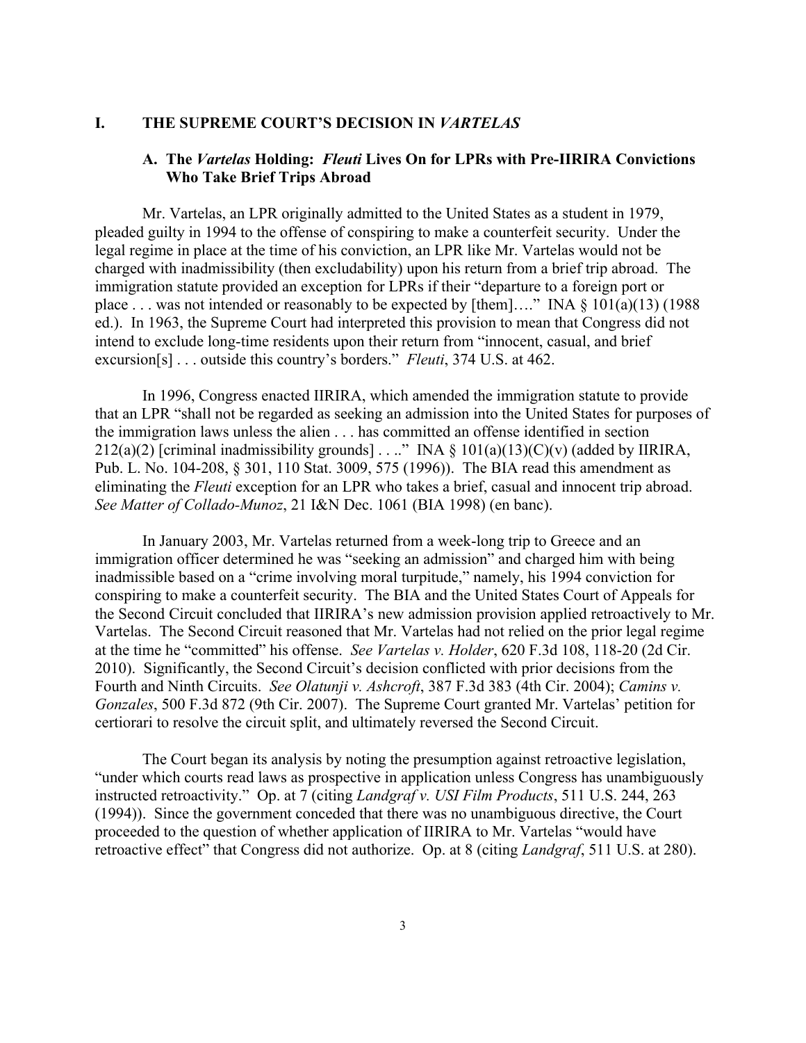## I. THE SUPREME COURT'S DECISION IN *VARTELAS*

### A. The *Vartelas* Holding: *Fleuti* Lives On for LPRs with Pre-IIRIRA Convictions Who Take Brief Trips Abroad

Mr. Vartelas, an LPR originally admitted to the United States as a student in 1979, pleaded guilty in 1994 to the offense of conspiring to make a counterfeit security. Under the legal regime in place at the time of his conviction, an LPR like Mr. Vartelas would not be charged with inadmissibility (then excludability) upon his return from a brief trip abroad. The immigration statute provided an exception for LPRs if their "departure to a foreign port or place . . . was not intended or reasonably to be expected by [them]…." INA § 101(a)(13) (1988 ed.). In 1963, the Supreme Court had interpreted this provision to mean that Congress did not intend to exclude long-time residents upon their return from "innocent, casual, and brief excursion[s] . . . outside this country's borders." *Fleuti*, 374 U.S. at 462.

In 1996, Congress enacted IIRIRA, which amended the immigration statute to provide that an LPR "shall not be regarded as seeking an admission into the United States for purposes of the immigration laws unless the alien . . . has committed an offense identified in section 212(a)(2) [criminal inadmissibility grounds] . . .." INA § 101(a)(13)(C)(v) (added by IIRIRA, Pub. L. No. 104-208, § 301, 110 Stat. 3009, 575 (1996)). The BIA read this amendment as eliminating the *Fleuti* exception for an LPR who takes a brief, casual and innocent trip abroad. *See Matter of Collado-Munoz*, 21 I&N Dec. 1061 (BIA 1998) (en banc).

In January 2003, Mr. Vartelas returned from a week-long trip to Greece and an immigration officer determined he was "seeking an admission" and charged him with being inadmissible based on a "crime involving moral turpitude," namely, his 1994 conviction for conspiring to make a counterfeit security. The BIA and the United States Court of Appeals for the Second Circuit concluded that IIRIRA's new admission provision applied retroactively to Mr. Vartelas. The Second Circuit reasoned that Mr. Vartelas had not relied on the prior legal regime at the time he "committed" his offense. *See Vartelas v. Holder*, 620 F.3d 108, 118-20 (2d Cir. 2010). Significantly, the Second Circuit's decision conflicted with prior decisions from the Fourth and Ninth Circuits. *See Olatunji v. Ashcroft*, 387 F.3d 383 (4th Cir. 2004); *Camins v. Gonzales*, 500 F.3d 872 (9th Cir. 2007). The Supreme Court granted Mr. Vartelas' petition for certiorari to resolve the circuit split, and ultimately reversed the Second Circuit.

The Court began its analysis by noting the presumption against retroactive legislation, "under which courts read laws as prospective in application unless Congress has unambiguously instructed retroactivity." Op. at 7 (citing *Landgraf v. USI Film Products*, 511 U.S. 244, 263 (1994)). Since the government conceded that there was no unambiguous directive, the Court proceeded to the question of whether application of IIRIRA to Mr. Vartelas "would have retroactive effect" that Congress did not authorize. Op. at 8 (citing *Landgraf*, 511 U.S. at 280).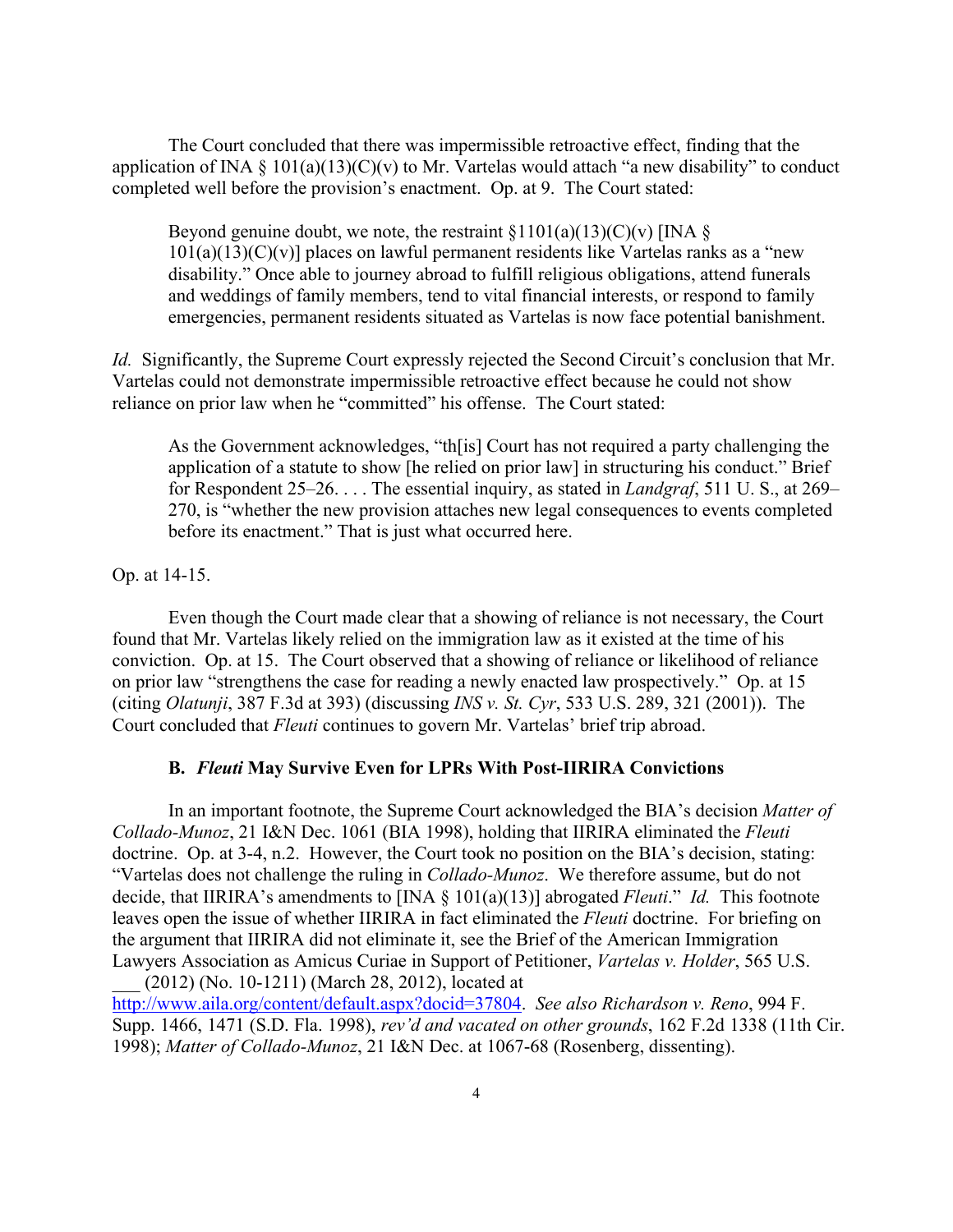The Court concluded that there was impermissible retroactive effect, finding that the application of INA § 101(a)(13)(C)(v) to Mr. Vartelas would attach "a new disability" to conduct completed well before the provision's enactment. Op. at 9. The Court stated:

> Beyond genuine doubt, we note, the restraint §1101(a)(13)(C)(v) [INA § 101(a)(13)(C)(v)] places on lawful permanent residents like Vartelas ranks as a "new disability." Once able to journey abroad to fulfill religious obligations, attend funerals and weddings of family members, tend to vital financial interests, or respond to family emergencies, permanent residents situated as Vartelas is now face potential banishment.

*Id.* Significantly, the Supreme Court expressly rejected the Second Circuit's conclusion that Mr. Vartelas could not demonstrate impermissible retroactive effect because he could not show reliance on prior law when he "committed" his offense. The Court stated:

> As the Government acknowledges, "th[is] Court has not required a party challenging the application of a statute to show [he relied on prior law] in structuring his conduct." Brief for Respondent 25–26. . . . The essential inquiry, as stated in *Landgraf*, 511 U. S., at 269–270, is "whether the new provision attaches new legal consequences to events completed before its enactment." That is just what occurred here.

Op. at 14-15.

Even though the Court made clear that a showing of reliance is not necessary, the Court found that Mr. Vartelas likely relied on the immigration law as it existed at the time of his conviction. Op. at 15. The Court observed that a showing of reliance or likelihood of reliance on prior law "strengthens the case for reading a newly enacted law prospectively." Op. at 15 (citing *Olatunji*, 387 F.3d at 393) (discussing *INS v. St. Cyr*, 533 U.S. 289, 321 (2001)). The Court concluded that *Fleuti* continues to govern Mr. Vartelas' brief trip abroad.

### B. *Fleuti* May Survive Even for LPRs With Post-IIRIRA Convictions

In an important footnote, the Supreme Court acknowledged the BIA's decision *Matter of Collado-Munoz*, 21 I&N Dec. 1061 (BIA 1998), holding that IIRIRA eliminated the *Fleuti* doctrine. Op. at 3-4, n.2. However, the Court took no position on the BIA's decision, stating: "Vartelas does not challenge the ruling in *Collado-Munoz*. We therefore assume, but do not decide, that IIRIRA's amendments to [INA § 101(a)(13)] abrogated *Fleuti*." *Id.* This footnote leaves open the issue of whether IIRIRA in fact eliminated the *Fleuti* doctrine. For briefing on the argument that IIRIRA did not eliminate it, see the Brief of the American Immigration Lawyers Association as Amicus Curiae in Support of Petitioner, *Vartelas v. Holder*, 565 U.S. ___ (2012) (No. 10-1211) (March 28, 2012), located at http://www.aila.org/content/default.aspx?docid=37804. *See also Richardson v. Reno*, 994 F. Supp. 1466, 1471 (S.D. Fla. 1998), *rev'd and vacated on other grounds*, 162 F.2d 1338 (11th Cir. 1998); *Matter of Collado-Munoz*, 21 I&N Dec. at 1067-68 (Rosenberg, dissenting).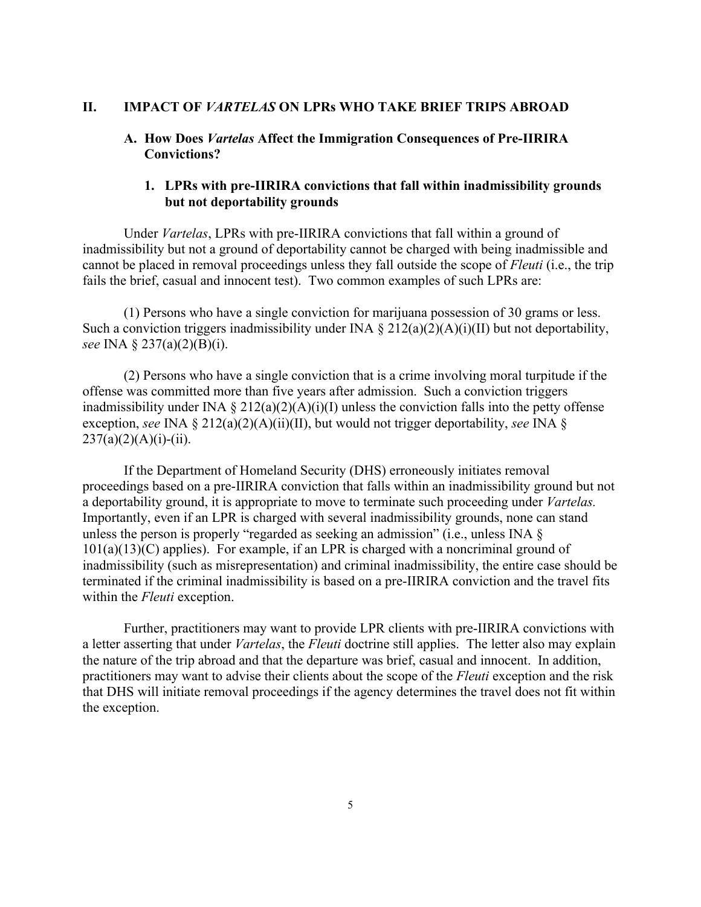## II. IMPACT OF *VARTELAS* ON LPRs WHO TAKE BRIEF TRIPS ABROAD

### A. How Does *Vartelas* Affect the Immigration Consequences of Pre-IIRIRA Convictions?

#### 1. LPRs with pre-IIRIRA convictions that fall within inadmissibility grounds but not deportability grounds

Under *Vartelas*, LPRs with pre-IIRIRA convictions that fall within a ground of inadmissibility but not a ground of deportability cannot be charged with being inadmissible and cannot be placed in removal proceedings unless they fall outside the scope of *Fleuti* (i.e., the trip fails the brief, casual and innocent test). Two common examples of such LPRs are:

(1) Persons who have a single conviction for marijuana possession of 30 grams or less. Such a conviction triggers inadmissibility under INA § 212(a)(2)(A)(i)(II) but not deportability, *see* INA § 237(a)(2)(B)(i).

(2) Persons who have a single conviction that is a crime involving moral turpitude if the offense was committed more than five years after admission. Such a conviction triggers inadmissibility under INA § 212(a)(2)(A)(i)(I) unless the conviction falls into the petty offense exception, *see* INA § 212(a)(2)(A)(ii)(II), but would not trigger deportability, *see* INA § 237(a)(2)(A)(i)-(ii).

If the Department of Homeland Security (DHS) erroneously initiates removal proceedings based on a pre-IIRIRA conviction that falls within an inadmissibility ground but not a deportability ground, it is appropriate to move to terminate such proceeding under *Vartelas.* Importantly, even if an LPR is charged with several inadmissibility grounds, none can stand unless the person is properly "regarded as seeking an admission" (i.e., unless INA § 101(a)(13)(C) applies). For example, if an LPR is charged with a noncriminal ground of inadmissibility (such as misrepresentation) and criminal inadmissibility, the entire case should be terminated if the criminal inadmissibility is based on a pre-IIRIRA conviction and the travel fits within the *Fleuti* exception.

Further, practitioners may want to provide LPR clients with pre-IIRIRA convictions with a letter asserting that under *Vartelas*, the *Fleuti* doctrine still applies. The letter also may explain the nature of the trip abroad and that the departure was brief, casual and innocent. In addition, practitioners may want to advise their clients about the scope of the *Fleuti* exception and the risk that DHS will initiate removal proceedings if the agency determines the travel does not fit within the exception.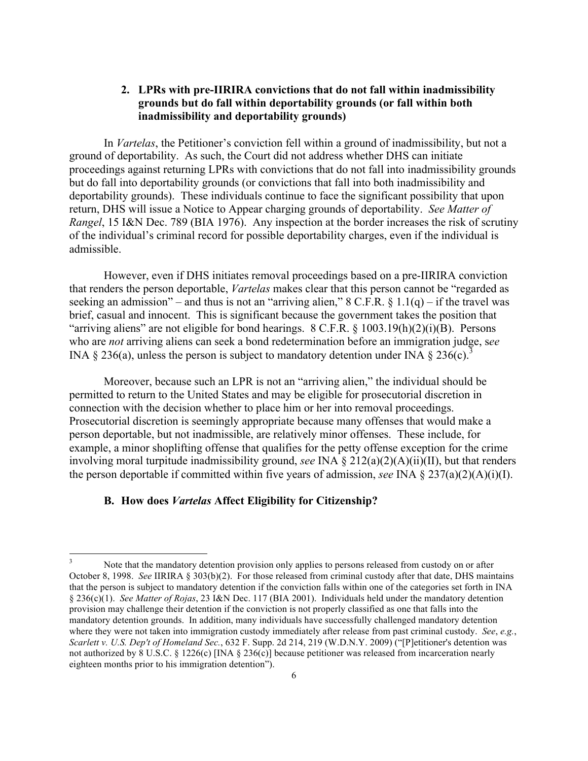### 2. LPRs with pre-IIRIRA convictions that do not fall within inadmissibility grounds but do fall within deportability grounds (or fall within both inadmissibility and deportability grounds)

In *Vartelas*, the Petitioner's conviction fell within a ground of inadmissibility, but not a ground of deportability. As such, the Court did not address whether DHS can initiate proceedings against returning LPRs with convictions that do not fall into inadmissibility grounds but do fall into deportability grounds (or convictions that fall into both inadmissibility and deportability grounds). These individuals continue to face the significant possibility that upon return, DHS will issue a Notice to Appear charging grounds of deportability. *See Matter of Rangel*, 15 I&N Dec. 789 (BIA 1976). Any inspection at the border increases the risk of scrutiny of the individual's criminal record for possible deportability charges, even if the individual is admissible.

However, even if DHS initiates removal proceedings based on a pre-IIRIRA conviction that renders the person deportable, *Vartelas* makes clear that this person cannot be "regarded as seeking an admission" – and thus is not an "arriving alien," 8 C.F.R. § 1.1(q) – if the travel was brief, casual and innocent. This is significant because the government takes the position that "arriving aliens" are not eligible for bond hearings. 8 C.F.R. § 1003.19(h)(2)(i)(B). Persons who are *not* arriving aliens can seek a bond redetermination before an immigration judge, s*ee* INA § 236(a), unless the person is subject to mandatory detention under INA § 236(c).[3]

Moreover, because such an LPR is not an "arriving alien," the individual should be permitted to return to the United States and may be eligible for prosecutorial discretion in connection with the decision whether to place him or her into removal proceedings. Prosecutorial discretion is seemingly appropriate because many offenses that would make a person deportable, but not inadmissible, are relatively minor offenses. These include, for example, a minor shoplifting offense that qualifies for the petty offense exception for the crime involving moral turpitude inadmissibility ground, *see* INA § 212(a)(2)(A)(ii)(II), but that renders the person deportable if committed within five years of admission, *see* INA § 237(a)(2)(A)(i)(I).

## B. How does *Vartelas* Affect Eligibility for Citizenship?

---

[3] Note that the mandatory detention provision only applies to persons released from custody on or after October 8, 1998. *See* IIRIRA § 303(b)(2). For those released from criminal custody after that date, DHS maintains that the person is subject to mandatory detention if the conviction falls within one of the categories set forth in INA § 236(c)(1). *See Matter of Rojas*, 23 I&N Dec. 117 (BIA 2001). Individuals held under the mandatory detention provision may challenge their detention if the conviction is not properly classified as one that falls into the mandatory detention grounds. In addition, many individuals have successfully challenged mandatory detention where they were not taken into immigration custody immediately after release from past criminal custody. *See*, *e.g.*, *Scarlett v. U.S. Dep't of Homeland Sec.*, 632 F. Supp. 2d 214, 219 (W.D.N.Y. 2009) ("[P]etitioner's detention was not authorized by 8 U.S.C. § 1226(c) [INA § 236(c)] because petitioner was released from incarceration nearly eighteen months prior to his immigration detention").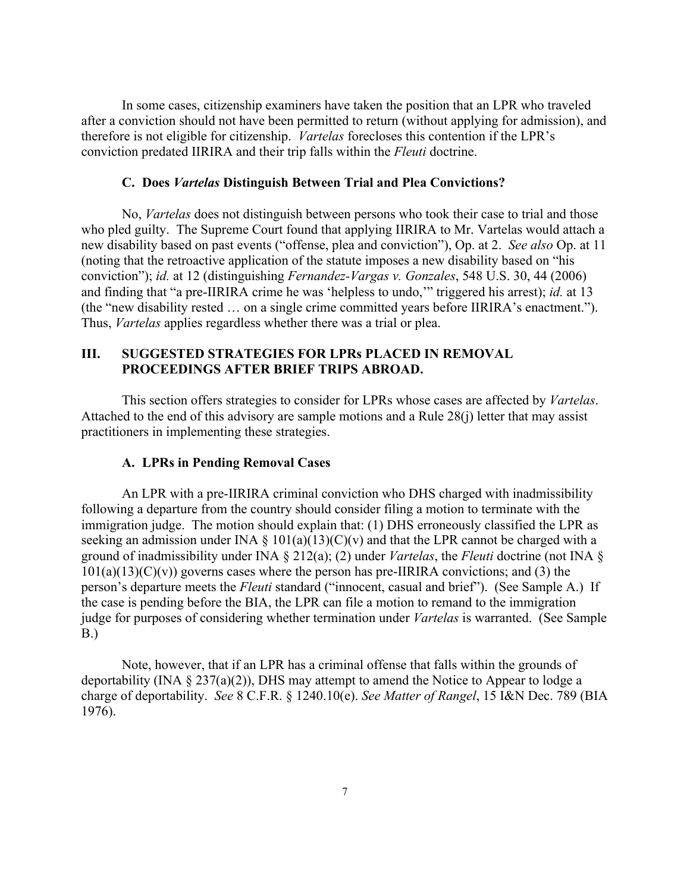In some cases, citizenship examiners have taken the position that an LPR who traveled after a conviction should not have been permitted to return (without applying for admission), and therefore is not eligible for citizenship. *Vartelas* forecloses this contention if the LPR's conviction predated IIRIRA and their trip falls within the *Fleuti* doctrine.

### C. Does *Vartelas* Distinguish Between Trial and Plea Convictions?

No, *Vartelas* does not distinguish between persons who took their case to trial and those who pled guilty. The Supreme Court found that applying IIRIRA to Mr. Vartelas would attach a new disability based on past events ("offense, plea and conviction"), Op. at 2. *See also* Op. at 11 (noting that the retroactive application of the statute imposes a new disability based on "his conviction"); *id.* at 12 (distinguishing *Fernandez-Vargas v. Gonzales*, 548 U.S. 30, 44 (2006) and finding that "a pre-IIRIRA crime he was 'helpless to undo,'" triggered his arrest); *id.* at 13 (the "new disability rested … on a single crime committed years before IIRIRA's enactment."). Thus, *Vartelas* applies regardless whether there was a trial or plea.

## III. SUGGESTED STRATEGIES FOR LPRs PLACED IN REMOVAL PROCEEDINGS AFTER BRIEF TRIPS ABROAD.

This section offers strategies to consider for LPRs whose cases are affected by *Vartelas*. Attached to the end of this advisory are sample motions and a Rule 28(j) letter that may assist practitioners in implementing these strategies.

### A. LPRs in Pending Removal Cases

An LPR with a pre-IIRIRA criminal conviction who DHS charged with inadmissibility following a departure from the country should consider filing a motion to terminate with the immigration judge. The motion should explain that: (1) DHS erroneously classified the LPR as seeking an admission under INA § 101(a)(13)(C)(v) and that the LPR cannot be charged with a ground of inadmissibility under INA § 212(a); (2) under *Vartelas*, the *Fleuti* doctrine (not INA § 101(a)(13)(C)(v)) governs cases where the person has pre-IIRIRA convictions; and (3) the person's departure meets the *Fleuti* standard ("innocent, casual and brief"). (See Sample A.) If the case is pending before the BIA, the LPR can file a motion to remand to the immigration judge for purposes of considering whether termination under *Vartelas* is warranted. (See Sample B.)

Note, however, that if an LPR has a criminal offense that falls within the grounds of deportability (INA § 237(a)(2)), DHS may attempt to amend the Notice to Appear to lodge a charge of deportability. *See* 8 C.F.R. § 1240.10(e). *See Matter of Rangel*, 15 I&N Dec. 789 (BIA 1976).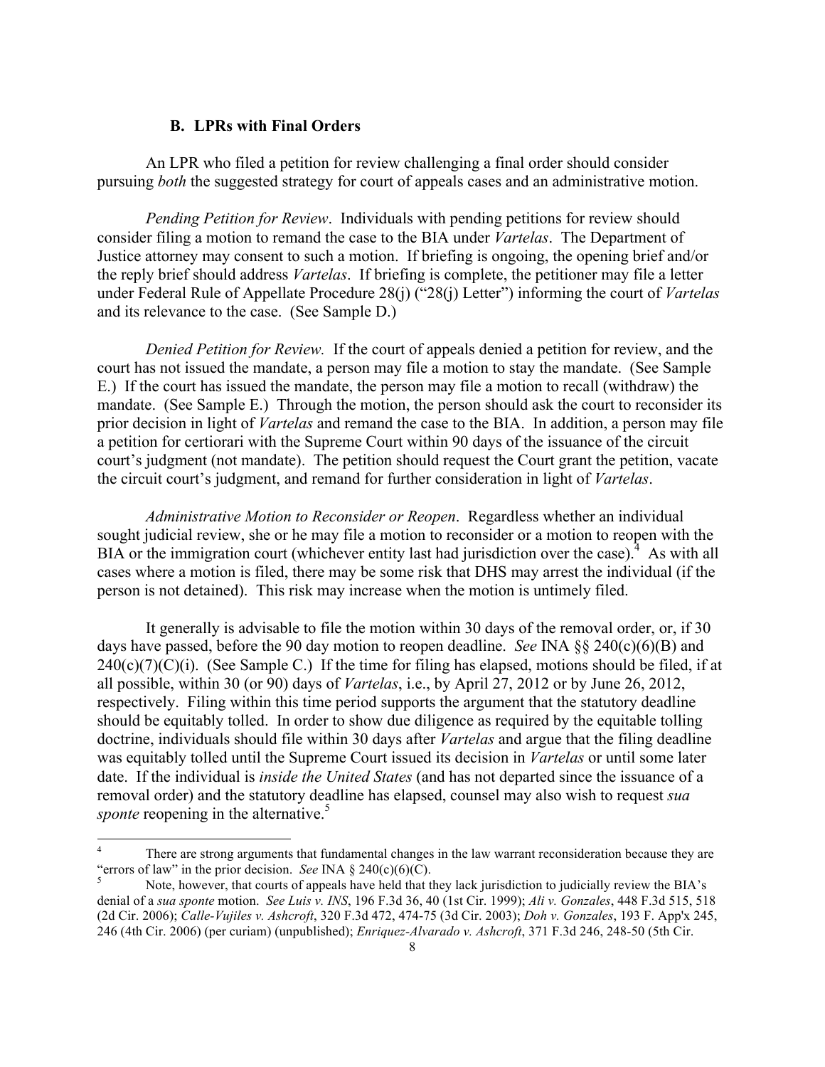### B. LPRs with Final Orders

An LPR who filed a petition for review challenging a final order should consider pursuing *both* the suggested strategy for court of appeals cases and an administrative motion.

*Pending Petition for Review*. Individuals with pending petitions for review should consider filing a motion to remand the case to the BIA under *Vartelas*. The Department of Justice attorney may consent to such a motion. If briefing is ongoing, the opening brief and/or the reply brief should address *Vartelas*. If briefing is complete, the petitioner may file a letter under Federal Rule of Appellate Procedure 28(j) ("28(j) Letter") informing the court of *Vartelas* and its relevance to the case. (See Sample D.)

*Denied Petition for Review.* If the court of appeals denied a petition for review, and the court has not issued the mandate, a person may file a motion to stay the mandate. (See Sample E.) If the court has issued the mandate, the person may file a motion to recall (withdraw) the mandate. (See Sample E.) Through the motion, the person should ask the court to reconsider its prior decision in light of *Vartelas* and remand the case to the BIA. In addition, a person may file a petition for certiorari with the Supreme Court within 90 days of the issuance of the circuit court's judgment (not mandate). The petition should request the Court grant the petition, vacate the circuit court's judgment, and remand for further consideration in light of *Vartelas*.

*Administrative Motion to Reconsider or Reopen*. Regardless whether an individual sought judicial review, she or he may file a motion to reconsider or a motion to reopen with the BIA or the immigration court (whichever entity last had jurisdiction over the case).[4] As with all cases where a motion is filed, there may be some risk that DHS may arrest the individual (if the person is not detained). This risk may increase when the motion is untimely filed.

It generally is advisable to file the motion within 30 days of the removal order, or, if 30 days have passed, before the 90 day motion to reopen deadline. *See* INA §§ 240(c)(6)(B) and 240(c)(7)(C)(i). (See Sample C.) If the time for filing has elapsed, motions should be filed, if at all possible, within 30 (or 90) days of *Vartelas*, i.e., by April 27, 2012 or by June 26, 2012, respectively. Filing within this time period supports the argument that the statutory deadline should be equitably tolled. In order to show due diligence as required by the equitable tolling doctrine, individuals should file within 30 days after *Vartelas* and argue that the filing deadline was equitably tolled until the Supreme Court issued its decision in *Vartelas* or until some later date. If the individual is *inside the United States* (and has not departed since the issuance of a removal order) and the statutory deadline has elapsed, counsel may also wish to request *sua sponte* reopening in the alternative.[5]

---

[4] There are strong arguments that fundamental changes in the law warrant reconsideration because they are "errors of law" in the prior decision. *See* INA § 240(c)(6)(C).

[5] Note, however, that courts of appeals have held that they lack jurisdiction to judicially review the BIA's denial of a *sua sponte* motion. *See Luis v. INS*, 196 F.3d 36, 40 (1st Cir. 1999); *Ali v. Gonzales*, 448 F.3d 515, 518 (2d Cir. 2006); *Calle-Vujiles v. Ashcroft*, 320 F.3d 472, 474-75 (3d Cir. 2003); *Doh v. Gonzales*, 193 F. App'x 245, 246 (4th Cir. 2006) (per curiam) (unpublished); *Enriquez-Alvarado v. Ashcroft*, 371 F.3d 246, 248-50 (5th Cir.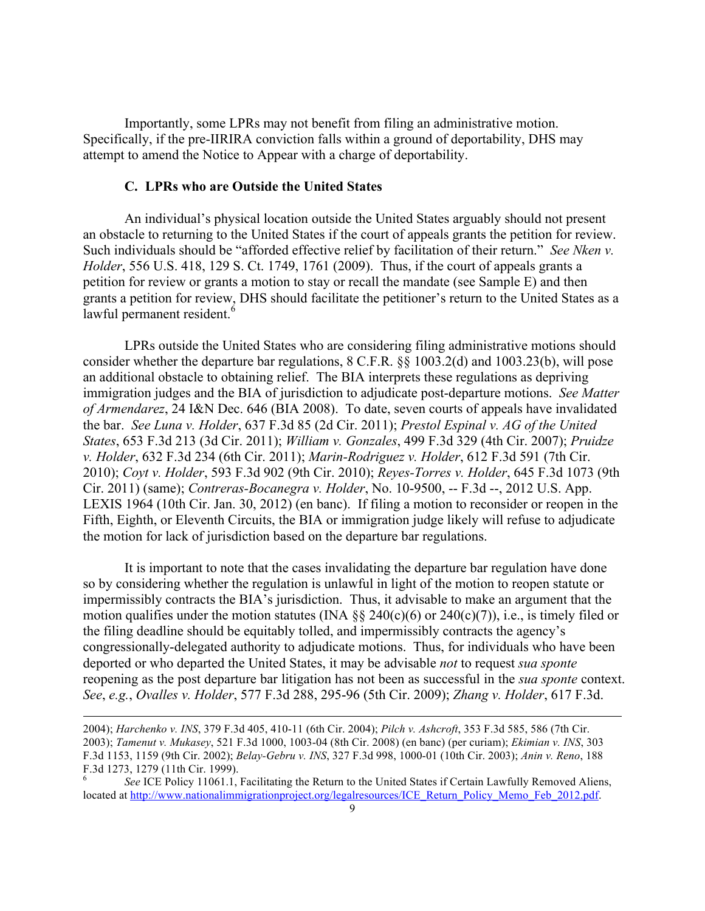Importantly, some LPRs may not benefit from filing an administrative motion. Specifically, if the pre-IIRIRA conviction falls within a ground of deportability, DHS may attempt to amend the Notice to Appear with a charge of deportability.

### C. LPRs who are Outside the United States

An individual's physical location outside the United States arguably should not present an obstacle to returning to the United States if the court of appeals grants the petition for review. Such individuals should be "afforded effective relief by facilitation of their return." *See Nken v. Holder*, 556 U.S. 418, 129 S. Ct. 1749, 1761 (2009). Thus, if the court of appeals grants a petition for review or grants a motion to stay or recall the mandate (see Sample E) and then grants a petition for review, DHS should facilitate the petitioner's return to the United States as a lawful permanent resident.[6]

LPRs outside the United States who are considering filing administrative motions should consider whether the departure bar regulations, 8 C.F.R. §§ 1003.2(d) and 1003.23(b), will pose an additional obstacle to obtaining relief. The BIA interprets these regulations as depriving immigration judges and the BIA of jurisdiction to adjudicate post-departure motions. *See Matter of Armendarez*, 24 I&N Dec. 646 (BIA 2008). To date, seven courts of appeals have invalidated the bar. *See Luna v. Holder*, 637 F.3d 85 (2d Cir. 2011); *Prestol Espinal v. AG of the United States*, 653 F.3d 213 (3d Cir. 2011); *William v. Gonzales*, 499 F.3d 329 (4th Cir. 2007); *Pruidze v. Holder*, 632 F.3d 234 (6th Cir. 2011); *Marin-Rodriguez v. Holder*, 612 F.3d 591 (7th Cir. 2010); *Coyt v. Holder*, 593 F.3d 902 (9th Cir. 2010); *Reyes-Torres v. Holder*, 645 F.3d 1073 (9th Cir. 2011) (same); *Contreras-Bocanegra v. Holder*, No. 10-9500, -- F.3d --, 2012 U.S. App. LEXIS 1964 (10th Cir. Jan. 30, 2012) (en banc). If filing a motion to reconsider or reopen in the Fifth, Eighth, or Eleventh Circuits, the BIA or immigration judge likely will refuse to adjudicate the motion for lack of jurisdiction based on the departure bar regulations.

It is important to note that the cases invalidating the departure bar regulation have done so by considering whether the regulation is unlawful in light of the motion to reopen statute or impermissibly contracts the BIA's jurisdiction. Thus, it advisable to make an argument that the motion qualifies under the motion statutes (INA §§ 240(c)(6) or 240(c)(7)), i.e., is timely filed or the filing deadline should be equitably tolled, and impermissibly contracts the agency's congressionally-delegated authority to adjudicate motions. Thus, for individuals who have been deported or who departed the United States, it may be advisable *not* to request *sua sponte* reopening as the post departure bar litigation has not been as successful in the *sua sponte* context. *See*, *e.g.*, *Ovalles v. Holder*, 577 F.3d 288, 295-96 (5th Cir. 2009); *Zhang v. Holder*, 617 F.3d.

2004); *Harchenko v. INS*, 379 F.3d 405, 410-11 (6th Cir. 2004); *Pilch v. Ashcroft*, 353 F.3d 585, 586 (7th Cir. 2003); *Tamenut v. Mukasey*, 521 F.3d 1000, 1003-04 (8th Cir. 2008) (en banc) (per curiam); *Ekimian v. INS*, 303 F.3d 1153, 1159 (9th Cir. 2002); *Belay-Gebru v. INS*, 327 F.3d 998, 1000-01 (10th Cir. 2003); *Anin v. Reno*, 188 F.3d 1273, 1279 (11th Cir. 1999).

[6] *See* ICE Policy 11061.1, Facilitating the Return to the United States if Certain Lawfully Removed Aliens, located at http://www.nationalimmigrationproject.org/legalresources/ICE_Return_Policy_Memo_Feb_2012.pdf.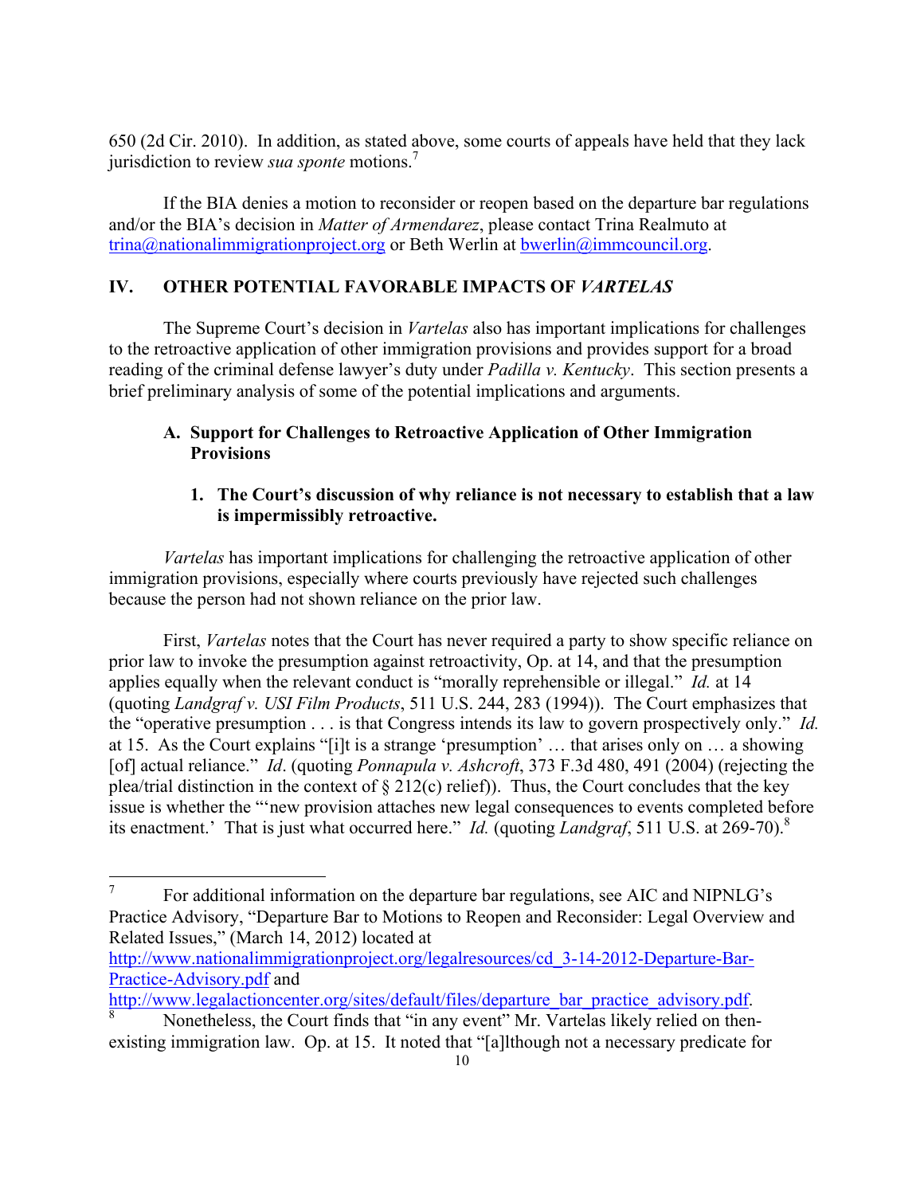650 (2d Cir. 2010). In addition, as stated above, some courts of appeals have held that they lack jurisdiction to review *sua sponte* motions.[7]

If the BIA denies a motion to reconsider or reopen based on the departure bar regulations and/or the BIA's decision in *Matter of Armendarez*, please contact Trina Realmuto at trina@nationalimmigrationproject.org or Beth Werlin at bwerlin@immcouncil.org.

## IV. OTHER POTENTIAL FAVORABLE IMPACTS OF *VARTELAS*

The Supreme Court's decision in *Vartelas* also has important implications for challenges to the retroactive application of other immigration provisions and provides support for a broad reading of the criminal defense lawyer's duty under *Padilla v. Kentucky*. This section presents a brief preliminary analysis of some of the potential implications and arguments.

### A. Support for Challenges to Retroactive Application of Other Immigration Provisions

#### 1. The Court's discussion of why reliance is not necessary to establish that a law is impermissibly retroactive.

*Vartelas* has important implications for challenging the retroactive application of other immigration provisions, especially where courts previously have rejected such challenges because the person had not shown reliance on the prior law.

First, *Vartelas* notes that the Court has never required a party to show specific reliance on prior law to invoke the presumption against retroactivity, Op. at 14, and that the presumption applies equally when the relevant conduct is "morally reprehensible or illegal." *Id.* at 14 (quoting *Landgraf v. USI Film Products*, 511 U.S. 244, 283 (1994)). The Court emphasizes that the "operative presumption . . . is that Congress intends its law to govern prospectively only." *Id.* at 15. As the Court explains "[i]t is a strange 'presumption' … that arises only on … a showing [of] actual reliance." *Id*. (quoting *Ponnapula v. Ashcroft*, 373 F.3d 480, 491 (2004) (rejecting the plea/trial distinction in the context of § 212(c) relief)). Thus, the Court concludes that the key issue is whether the "'new provision attaches new legal consequences to events completed before its enactment.' That is just what occurred here." *Id.* (quoting *Landgraf*, 511 U.S. at 269-70).[8]

---

[7] For additional information on the departure bar regulations, see AIC and NIPNLG's Practice Advisory, "Departure Bar to Motions to Reopen and Reconsider: Legal Overview and Related Issues," (March 14, 2012) located at http://www.nationalimmigrationproject.org/legalresources/cd_3-14-2012-Departure-Bar-Practice-Advisory.pdf and http://www.legalactioncenter.org/sites/default/files/departure_bar_practice_advisory.pdf.

[8] Nonetheless, the Court finds that "in any event" Mr. Vartelas likely relied on then-existing immigration law. Op. at 15. It noted that "[a]lthough not a necessary predicate for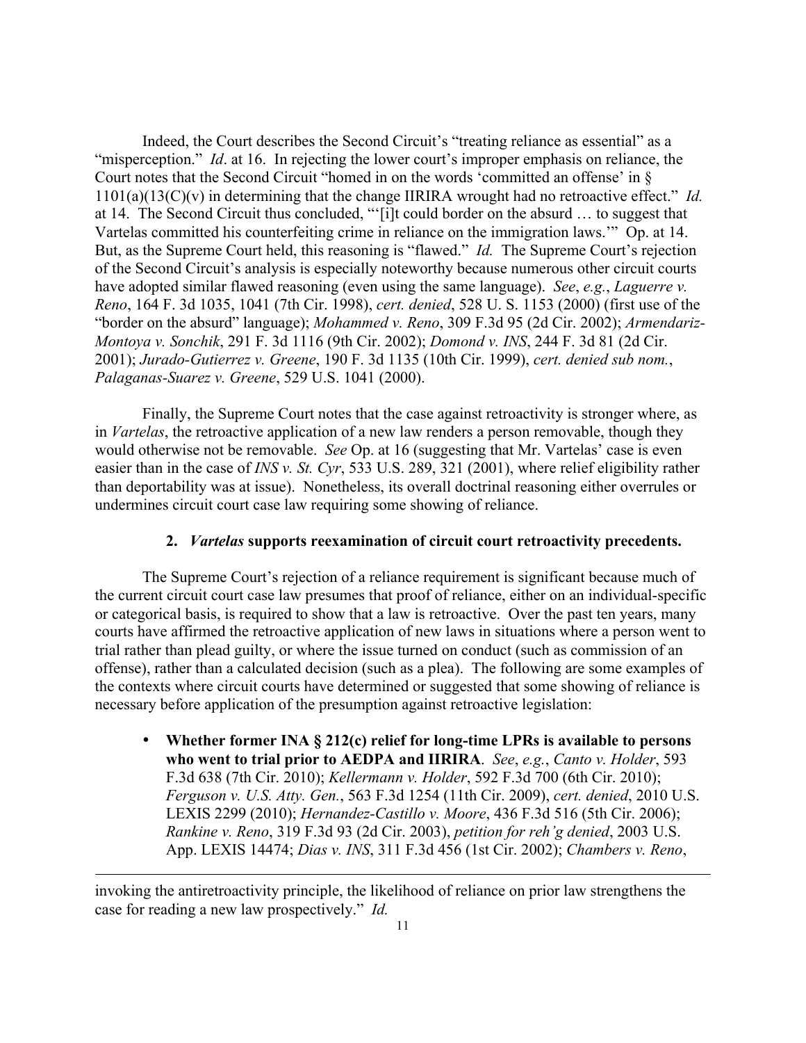Indeed, the Court describes the Second Circuit's "treating reliance as essential" as a "misperception." *Id*. at 16. In rejecting the lower court's improper emphasis on reliance, the Court notes that the Second Circuit "homed in on the words 'committed an offense' in § 1101(a)(13(C)(v) in determining that the change IIRIRA wrought had no retroactive effect." *Id.* at 14. The Second Circuit thus concluded, "'[i]t could border on the absurd … to suggest that Vartelas committed his counterfeiting crime in reliance on the immigration laws.'" Op. at 14. But, as the Supreme Court held, this reasoning is "flawed." *Id.* The Supreme Court's rejection of the Second Circuit's analysis is especially noteworthy because numerous other circuit courts have adopted similar flawed reasoning (even using the same language). *See*, *e.g.*, *Laguerre v. Reno*, 164 F. 3d 1035, 1041 (7th Cir. 1998), *cert. denied*, 528 U. S. 1153 (2000) (first use of the "border on the absurd" language); *Mohammed v. Reno*, 309 F.3d 95 (2d Cir. 2002); *Armendariz-Montoya v. Sonchik*, 291 F. 3d 1116 (9th Cir. 2002); *Domond v. INS*, 244 F. 3d 81 (2d Cir. 2001); *Jurado-Gutierrez v. Greene*, 190 F. 3d 1135 (10th Cir. 1999), *cert. denied sub nom.*, *Palaganas-Suarez v. Greene*, 529 U.S. 1041 (2000).

Finally, the Supreme Court notes that the case against retroactivity is stronger where, as in *Vartelas*, the retroactive application of a new law renders a person removable, though they would otherwise not be removable. *See* Op. at 16 (suggesting that Mr. Vartelas' case is even easier than in the case of *INS v. St. Cyr*, 533 U.S. 289, 321 (2001), where relief eligibility rather than deportability was at issue). Nonetheless, its overall doctrinal reasoning either overrules or undermines circuit court case law requiring some showing of reliance.

### 2. *Vartelas* supports reexamination of circuit court retroactivity precedents.

The Supreme Court's rejection of a reliance requirement is significant because much of the current circuit court case law presumes that proof of reliance, either on an individual-specific or categorical basis, is required to show that a law is retroactive. Over the past ten years, many courts have affirmed the retroactive application of new laws in situations where a person went to trial rather than plead guilty, or where the issue turned on conduct (such as commission of an offense), rather than a calculated decision (such as a plea). The following are some examples of the contexts where circuit courts have determined or suggested that some showing of reliance is necessary before application of the presumption against retroactive legislation:

- **Whether former INA § 212(c) relief for long-time LPRs is available to persons who went to trial prior to AEDPA and IIRIRA**. *See*, *e.g.*, *Canto v. Holder*, 593 F.3d 638 (7th Cir. 2010); *Kellermann v. Holder*, 592 F.3d 700 (6th Cir. 2010); *Ferguson v. U.S. Atty. Gen.*, 563 F.3d 1254 (11th Cir. 2009), *cert. denied*, 2010 U.S. LEXIS 2299 (2010); *Hernandez-Castillo v. Moore*, 436 F.3d 516 (5th Cir. 2006); *Rankine v. Reno*, 319 F.3d 93 (2d Cir. 2003), *petition for reh'g denied*, 2003 U.S. App. LEXIS 14474; *Dias v. INS*, 311 F.3d 456 (1st Cir. 2002); *Chambers v. Reno*,

---

invoking the antiretroactivity principle, the likelihood of reliance on prior law strengthens the case for reading a new law prospectively." *Id.*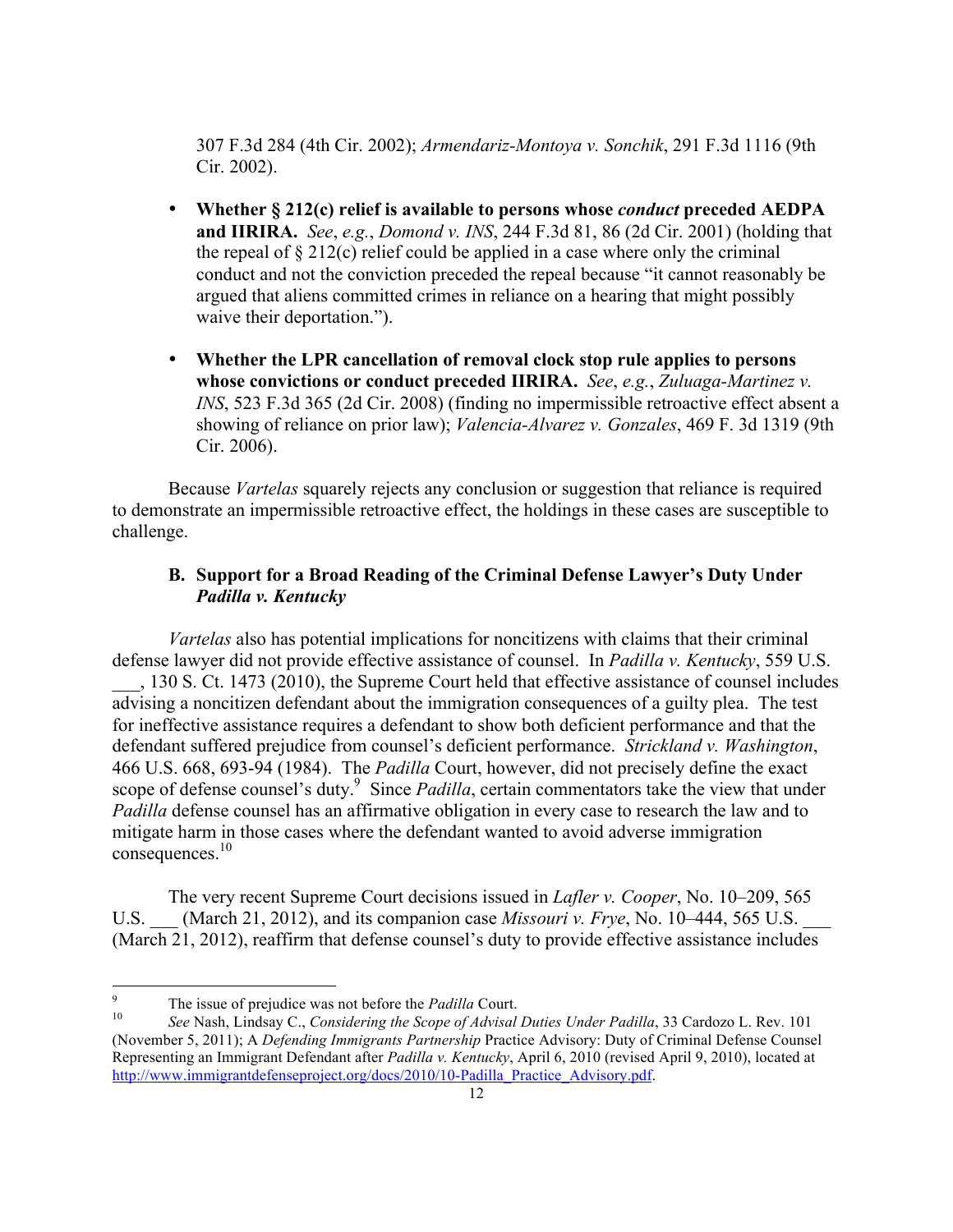307 F.3d 284 (4th Cir. 2002); *Armendariz-Montoya v. Sonchik*, 291 F.3d 1116 (9th Cir. 2002).

- **Whether § 212(c) relief is available to persons whose *conduct* preceded AEDPA and IIRIRA.** *See*, *e.g.*, *Domond v. INS*, 244 F.3d 81, 86 (2d Cir. 2001) (holding that the repeal of § 212(c) relief could be applied in a case where only the criminal conduct and not the conviction preceded the repeal because "it cannot reasonably be argued that aliens committed crimes in reliance on a hearing that might possibly waive their deportation.").

- **Whether the LPR cancellation of removal clock stop rule applies to persons whose convictions or conduct preceded IIRIRA.** *See*, *e.g.*, *Zuluaga-Martinez v. INS*, 523 F.3d 365 (2d Cir. 2008) (finding no impermissible retroactive effect absent a showing of reliance on prior law); *Valencia-Alvarez v. Gonzales*, 469 F. 3d 1319 (9th Cir. 2006).

Because *Vartelas* squarely rejects any conclusion or suggestion that reliance is required to demonstrate an impermissible retroactive effect, the holdings in these cases are susceptible to challenge.

### B. Support for a Broad Reading of the Criminal Defense Lawyer's Duty Under *Padilla v. Kentucky*

*Vartelas* also has potential implications for noncitizens with claims that their criminal defense lawyer did not provide effective assistance of counsel. In *Padilla v. Kentucky*, 559 U.S. \_\_\_, 130 S. Ct. 1473 (2010), the Supreme Court held that effective assistance of counsel includes advising a noncitizen defendant about the immigration consequences of a guilty plea. The test for ineffective assistance requires a defendant to show both deficient performance and that the defendant suffered prejudice from counsel's deficient performance. *Strickland v. Washington*, 466 U.S. 668, 693-94 (1984). The *Padilla* Court, however, did not precisely define the exact scope of defense counsel's duty.[9] Since *Padilla*, certain commentators take the view that under *Padilla* defense counsel has an affirmative obligation in every case to research the law and to mitigate harm in those cases where the defendant wanted to avoid adverse immigration consequences.[10]

The very recent Supreme Court decisions issued in *Lafler v. Cooper*, No. 10–209, 565 U.S. \_\_\_ (March 21, 2012), and its companion case *Missouri v. Frye*, No. 10–444, 565 U.S. \_\_\_ (March 21, 2012), reaffirm that defense counsel's duty to provide effective assistance includes

---

[9] The issue of prejudice was not before the *Padilla* Court.

[10] *See* Nash, Lindsay C., *Considering the Scope of Advisal Duties Under Padilla*, 33 Cardozo L. Rev. 101 (November 5, 2011); A *Defending Immigrants Partnership* Practice Advisory: Duty of Criminal Defense Counsel Representing an Immigrant Defendant after *Padilla v. Kentucky*, April 6, 2010 (revised April 9, 2010), located at http://www.immigrantdefenseproject.org/docs/2010/10-Padilla_Practice_Advisory.pdf.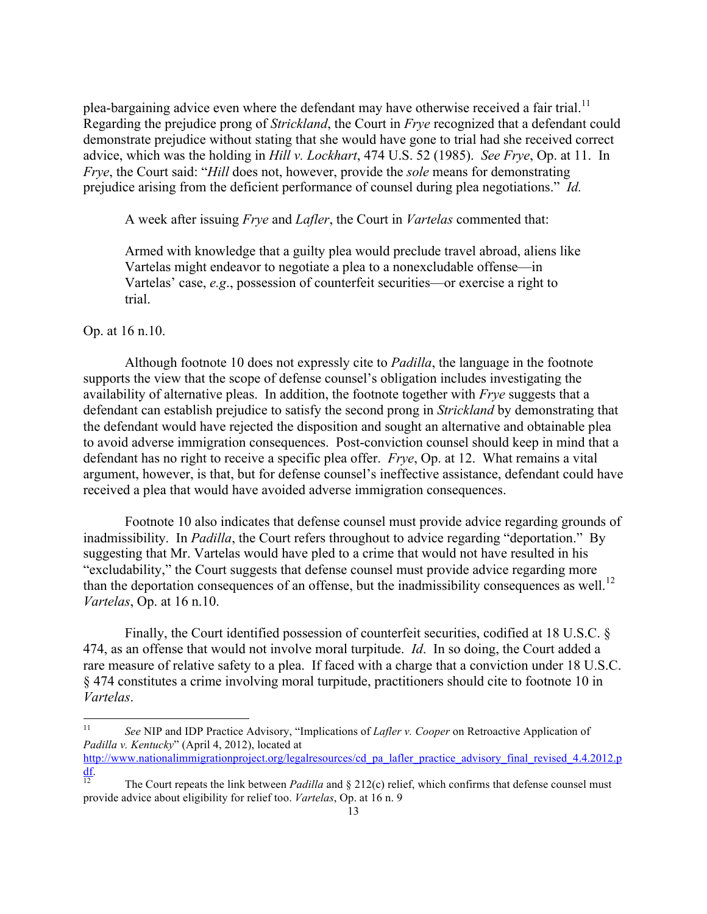plea-bargaining advice even where the defendant may have otherwise received a fair trial.[11] Regarding the prejudice prong of *Strickland*, the Court in *Frye* recognized that a defendant could demonstrate prejudice without stating that she would have gone to trial had she received correct advice, which was the holding in *Hill v. Lockhart*, 474 U.S. 52 (1985). *See Frye*, Op. at 11. In *Frye*, the Court said: "*Hill* does not, however, provide the *sole* means for demonstrating prejudice arising from the deficient performance of counsel during plea negotiations." *Id.*

A week after issuing *Frye* and *Lafler*, the Court in *Vartelas* commented that:

> Armed with knowledge that a guilty plea would preclude travel abroad, aliens like Vartelas might endeavor to negotiate a plea to a nonexcludable offense—in Vartelas' case, *e.g*., possession of counterfeit securities—or exercise a right to trial.

Op. at 16 n.10.

Although footnote 10 does not expressly cite to *Padilla*, the language in the footnote supports the view that the scope of defense counsel's obligation includes investigating the availability of alternative pleas. In addition, the footnote together with *Frye* suggests that a defendant can establish prejudice to satisfy the second prong in *Strickland* by demonstrating that the defendant would have rejected the disposition and sought an alternative and obtainable plea to avoid adverse immigration consequences. Post-conviction counsel should keep in mind that a defendant has no right to receive a specific plea offer. *Frye*, Op. at 12. What remains a vital argument, however, is that, but for defense counsel's ineffective assistance, defendant could have received a plea that would have avoided adverse immigration consequences.

Footnote 10 also indicates that defense counsel must provide advice regarding grounds of inadmissibility. In *Padilla*, the Court refers throughout to advice regarding "deportation." By suggesting that Mr. Vartelas would have pled to a crime that would not have resulted in his "excludability," the Court suggests that defense counsel must provide advice regarding more than the deportation consequences of an offense, but the inadmissibility consequences as well.[12] *Vartelas*, Op. at 16 n.10.

Finally, the Court identified possession of counterfeit securities, codified at 18 U.S.C. § 474, as an offense that would not involve moral turpitude. *Id*. In so doing, the Court added a rare measure of relative safety to a plea. If faced with a charge that a conviction under 18 U.S.C. § 474 constitutes a crime involving moral turpitude, practitioners should cite to footnote 10 in *Vartelas*.

---

[11] *See* NIP and IDP Practice Advisory, "Implications of *Lafler v. Cooper* on Retroactive Application of *Padilla v. Kentucky*" (April 4, 2012), located at http://www.nationalimmigrationproject.org/legalresources/cd_pa_lafler_practice_advisory_final_revised_4.4.2012.pdf.

[12] The Court repeats the link between *Padilla* and § 212(c) relief, which confirms that defense counsel must provide advice about eligibility for relief too. *Vartelas*, Op. at 16 n. 9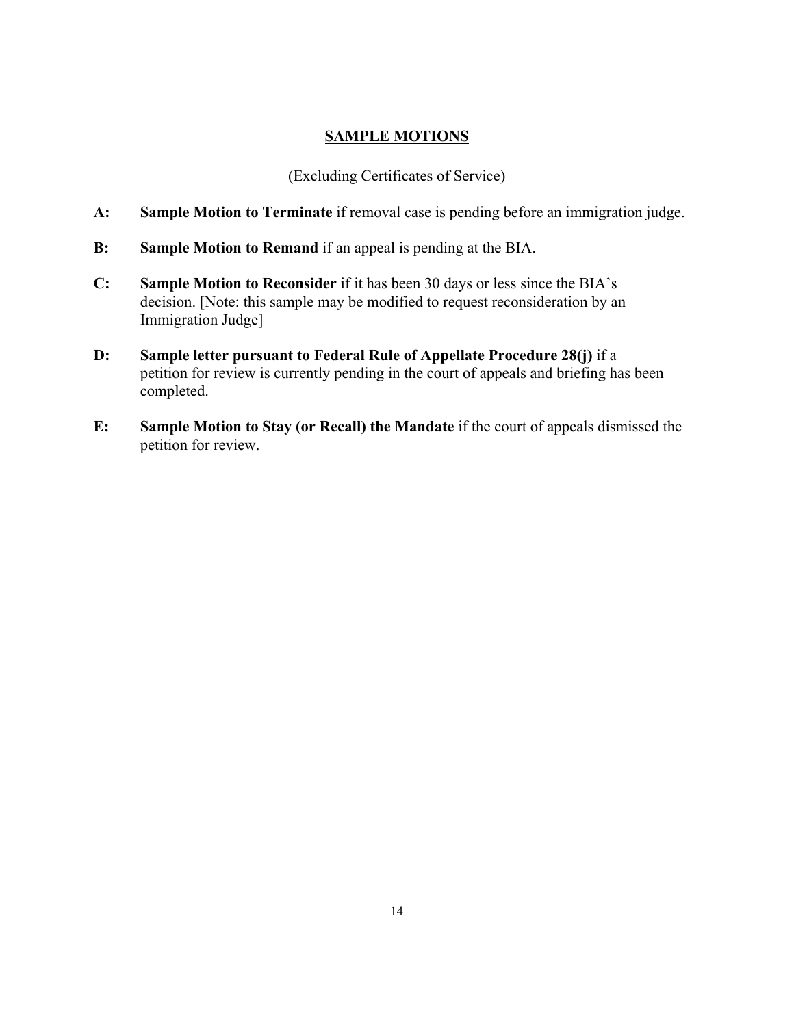## SAMPLE MOTIONS

(Excluding Certificates of Service)

**A:** **Sample Motion to Terminate** if removal case is pending before an immigration judge.

**B:** **Sample Motion to Remand** if an appeal is pending at the BIA.

**C:** **Sample Motion to Reconsider** if it has been 30 days or less since the BIA's decision. [Note: this sample may be modified to request reconsideration by an Immigration Judge]

**D:** **Sample letter pursuant to Federal Rule of Appellate Procedure 28(j)** if a petition for review is currently pending in the court of appeals and briefing has been completed.

**E:** **Sample Motion to Stay (or Recall) the Mandate** if the court of appeals dismissed the petition for review.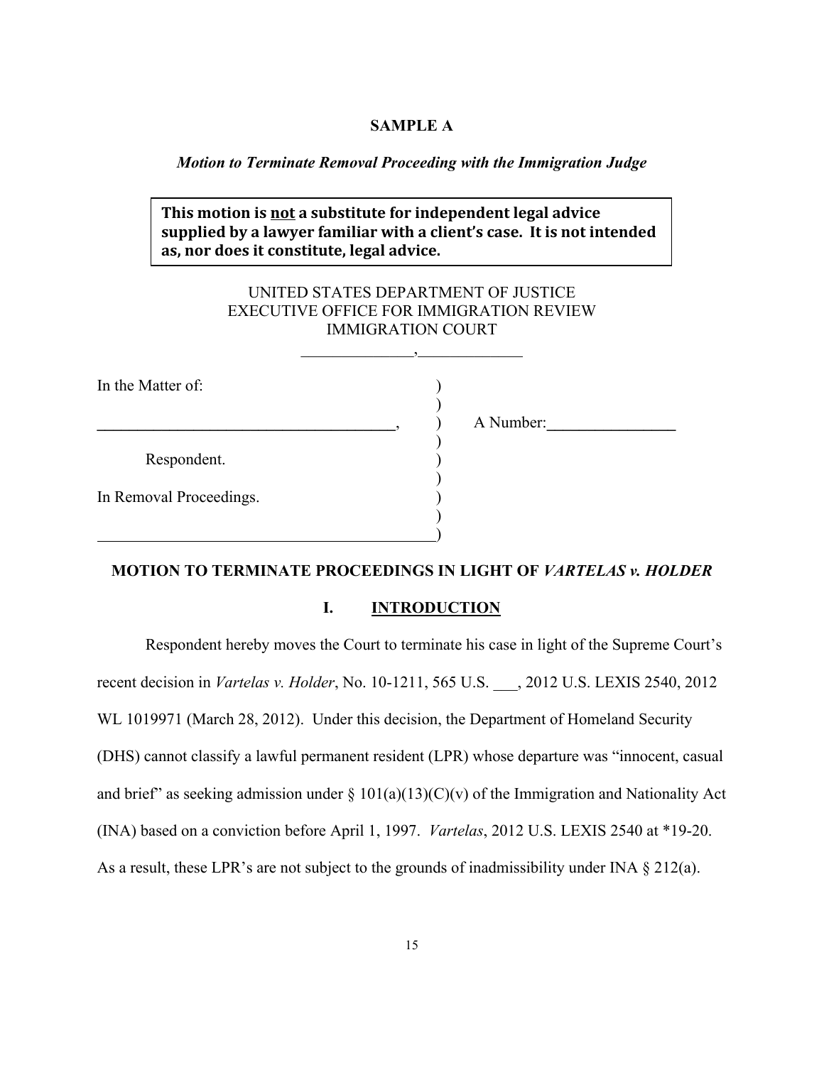**SAMPLE A**

***Motion to Terminate Removal Proceeding with the Immigration Judge***

> **This motion is <u>not</u> a substitute for independent legal advice supplied by a lawyer familiar with a client's case. It is not intended as, nor does it constitute, legal advice.**

UNITED STATES DEPARTMENT OF JUSTICE
EXECUTIVE OFFICE FOR IMMIGRATION REVIEW
IMMIGRATION COURT
______________,_____________

| | | |
|---|---|---|
| In the Matter of: | ) | |
| | ) | |
| ______________________________________, | ) | A Number:________________ |
| | ) | |
| Respondent. | ) | |
| | ) | |
| In Removal Proceedings. | ) | |
| | ) | |
| ___________________________________________ | ) | |

**MOTION TO TERMINATE PROCEEDINGS IN LIGHT OF *VARTELAS v. HOLDER***

## I. INTRODUCTION

Respondent hereby moves the Court to terminate his case in light of the Supreme Court's recent decision in *Vartelas v. Holder*, No. 10-1211, 565 U.S. ___, 2012 U.S. LEXIS 2540, 2012 WL 1019971 (March 28, 2012). Under this decision, the Department of Homeland Security (DHS) cannot classify a lawful permanent resident (LPR) whose departure was "innocent, casual and brief" as seeking admission under § 101(a)(13)(C)(v) of the Immigration and Nationality Act (INA) based on a conviction before April 1, 1997. *Vartelas*, 2012 U.S. LEXIS 2540 at *19-20. As a result, these LPR's are not subject to the grounds of inadmissibility under INA § 212(a).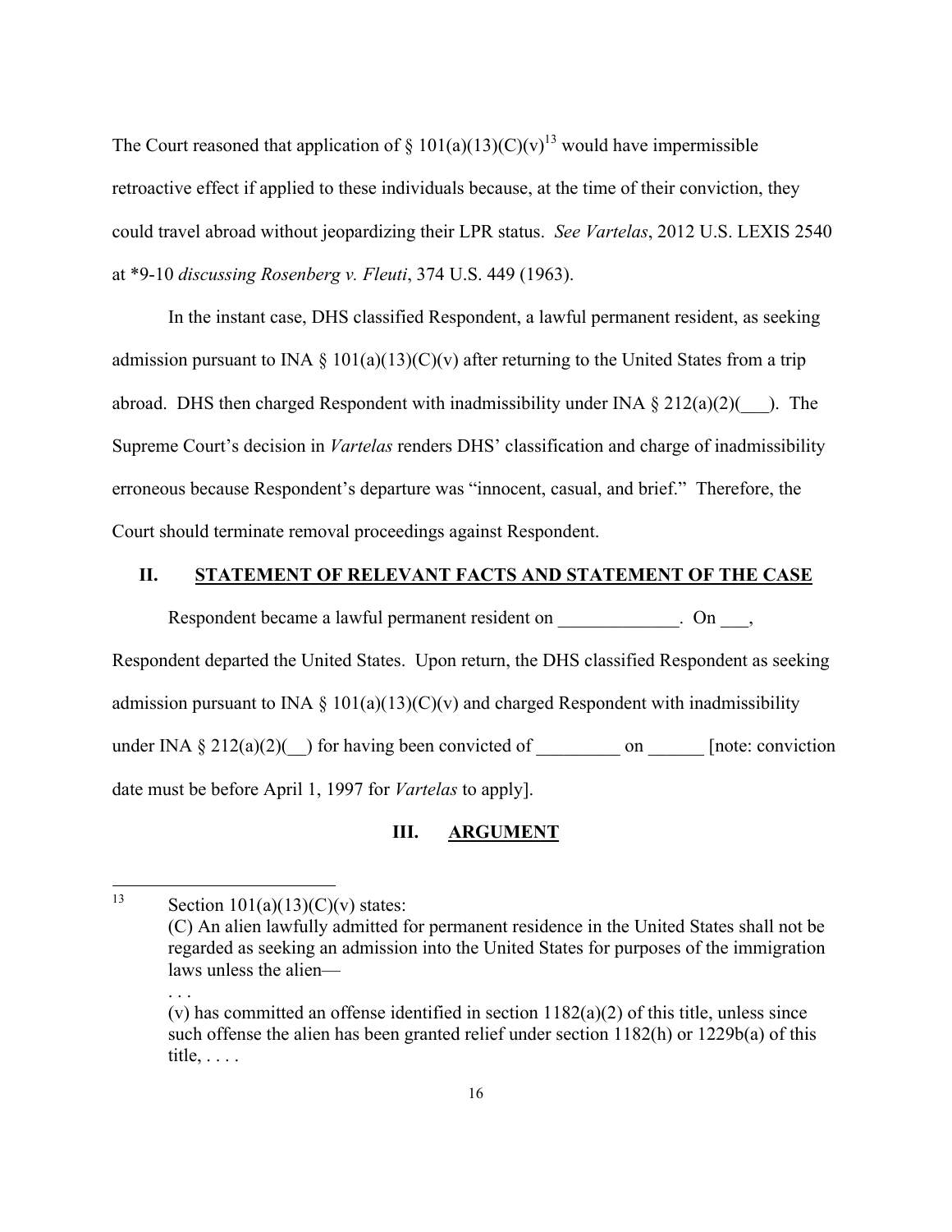The Court reasoned that application of § 101(a)(13)(C)(v)[13] would have impermissible retroactive effect if applied to these individuals because, at the time of their conviction, they could travel abroad without jeopardizing their LPR status. *See Vartelas*, 2012 U.S. LEXIS 2540 at *9-10 *discussing Rosenberg v. Fleuti*, 374 U.S. 449 (1963).

In the instant case, DHS classified Respondent, a lawful permanent resident, as seeking admission pursuant to INA § 101(a)(13)(C)(v) after returning to the United States from a trip abroad. DHS then charged Respondent with inadmissibility under INA § 212(a)(2)(___). The Supreme Court's decision in *Vartelas* renders DHS' classification and charge of inadmissibility erroneous because Respondent's departure was "innocent, casual, and brief." Therefore, the Court should terminate removal proceedings against Respondent.

## II. STATEMENT OF RELEVANT FACTS AND STATEMENT OF THE CASE

Respondent became a lawful permanent resident on _____________. On ___, Respondent departed the United States. Upon return, the DHS classified Respondent as seeking admission pursuant to INA § 101(a)(13)(C)(v) and charged Respondent with inadmissibility under INA § 212(a)(2)(__) for having been convicted of _________ on ______ [note: conviction date must be before April 1, 1997 for *Vartelas* to apply].

## III. ARGUMENT

---

[13] Section 101(a)(13)(C)(v) states:
(C) An alien lawfully admitted for permanent residence in the United States shall not be regarded as seeking an admission into the United States for purposes of the immigration laws unless the alien—
. . .
(v) has committed an offense identified in section 1182(a)(2) of this title, unless since such offense the alien has been granted relief under section 1182(h) or 1229b(a) of this title, . . . .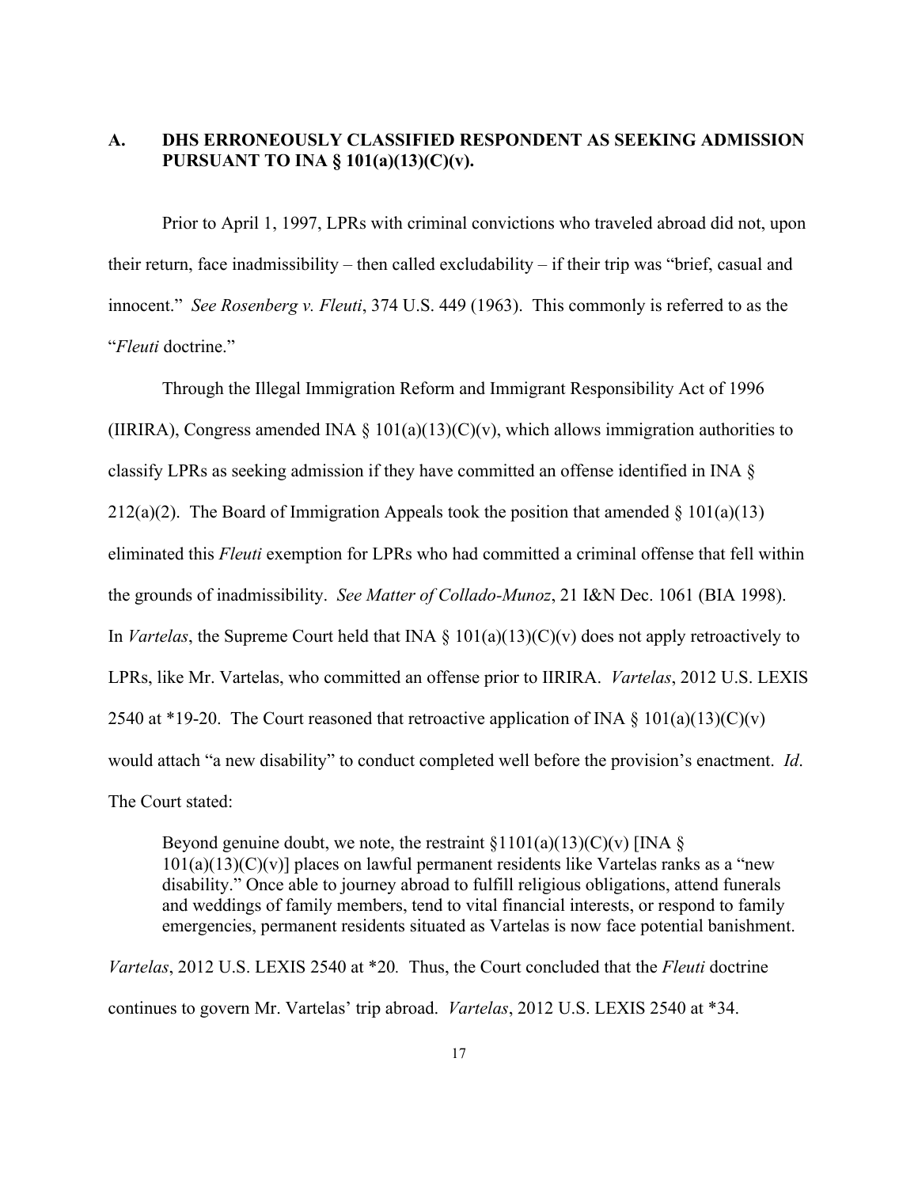## A. DHS ERRONEOUSLY CLASSIFIED RESPONDENT AS SEEKING ADMISSION PURSUANT TO INA § 101(a)(13)(C)(v).

Prior to April 1, 1997, LPRs with criminal convictions who traveled abroad did not, upon their return, face inadmissibility – then called excludability – if their trip was "brief, casual and innocent." *See Rosenberg v. Fleuti*, 374 U.S. 449 (1963). This commonly is referred to as the "*Fleuti* doctrine."

Through the Illegal Immigration Reform and Immigrant Responsibility Act of 1996 (IIRIRA), Congress amended INA § 101(a)(13)(C)(v), which allows immigration authorities to classify LPRs as seeking admission if they have committed an offense identified in INA § 212(a)(2). The Board of Immigration Appeals took the position that amended § 101(a)(13) eliminated this *Fleuti* exemption for LPRs who had committed a criminal offense that fell within the grounds of inadmissibility. *See Matter of Collado-Munoz*, 21 I&N Dec. 1061 (BIA 1998). In *Vartelas*, the Supreme Court held that INA § 101(a)(13)(C)(v) does not apply retroactively to LPRs, like Mr. Vartelas, who committed an offense prior to IIRIRA. *Vartelas*, 2012 U.S. LEXIS 2540 at *19-20. The Court reasoned that retroactive application of INA § 101(a)(13)(C)(v) would attach "a new disability" to conduct completed well before the provision's enactment. *Id*. The Court stated:

> Beyond genuine doubt, we note, the restraint §1101(a)(13)(C)(v) [INA § 101(a)(13)(C)(v)] places on lawful permanent residents like Vartelas ranks as a "new disability." Once able to journey abroad to fulfill religious obligations, attend funerals and weddings of family members, tend to vital financial interests, or respond to family emergencies, permanent residents situated as Vartelas is now face potential banishment.

*Vartelas*, 2012 U.S. LEXIS 2540 at *20. Thus, the Court concluded that the *Fleuti* doctrine continues to govern Mr. Vartelas' trip abroad. *Vartelas*, 2012 U.S. LEXIS 2540 at *34.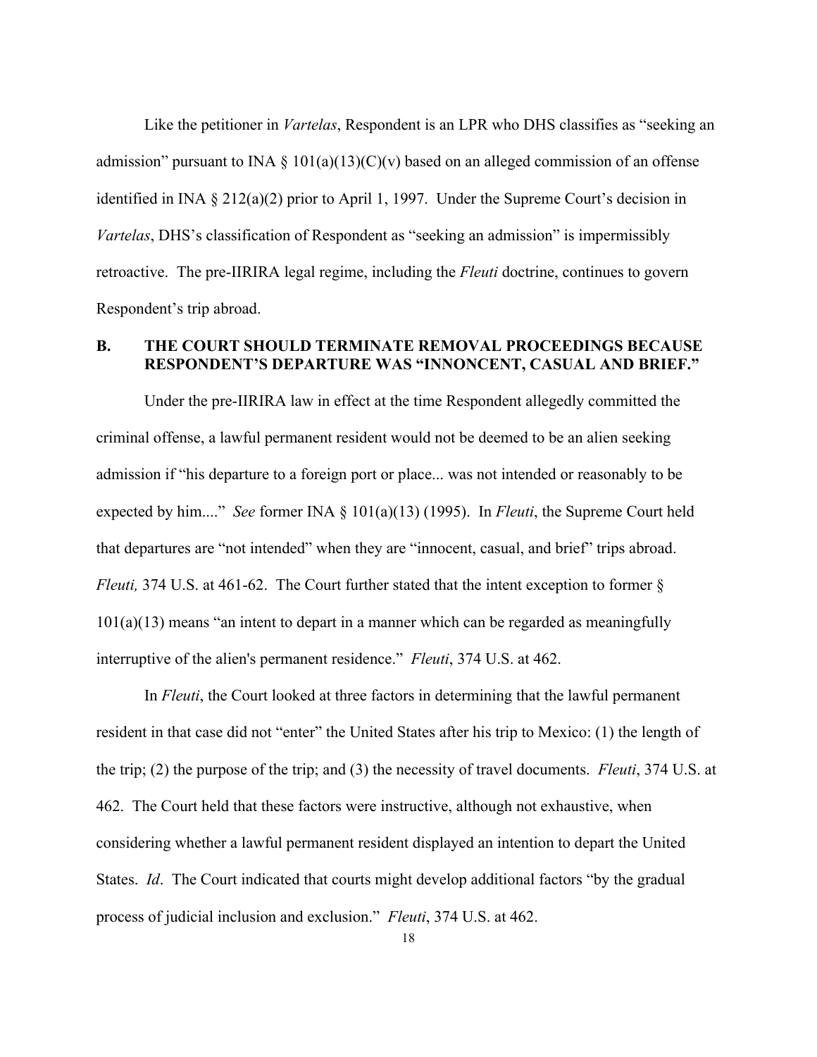Like the petitioner in *Vartelas*, Respondent is an LPR who DHS classifies as "seeking an admission" pursuant to INA § 101(a)(13)(C)(v) based on an alleged commission of an offense identified in INA § 212(a)(2) prior to April 1, 1997. Under the Supreme Court's decision in *Vartelas*, DHS's classification of Respondent as "seeking an admission" is impermissibly retroactive. The pre-IIRIRA legal regime, including the *Fleuti* doctrine, continues to govern Respondent's trip abroad.

### B. THE COURT SHOULD TERMINATE REMOVAL PROCEEDINGS BECAUSE RESPONDENT'S DEPARTURE WAS "INNONCENT, CASUAL AND BRIEF."

Under the pre-IIRIRA law in effect at the time Respondent allegedly committed the criminal offense, a lawful permanent resident would not be deemed to be an alien seeking admission if "his departure to a foreign port or place... was not intended or reasonably to be expected by him...." *See* former INA § 101(a)(13) (1995). In *Fleuti*, the Supreme Court held that departures are "not intended" when they are "innocent, casual, and brief" trips abroad. *Fleuti,* 374 U.S. at 461-62. The Court further stated that the intent exception to former § 101(a)(13) means "an intent to depart in a manner which can be regarded as meaningfully interruptive of the alien's permanent residence." *Fleuti*, 374 U.S. at 462.

In *Fleuti*, the Court looked at three factors in determining that the lawful permanent resident in that case did not "enter" the United States after his trip to Mexico: (1) the length of the trip; (2) the purpose of the trip; and (3) the necessity of travel documents. *Fleuti*, 374 U.S. at 462. The Court held that these factors were instructive, although not exhaustive, when considering whether a lawful permanent resident displayed an intention to depart the United States. *Id*. The Court indicated that courts might develop additional factors "by the gradual process of judicial inclusion and exclusion." *Fleuti*, 374 U.S. at 462.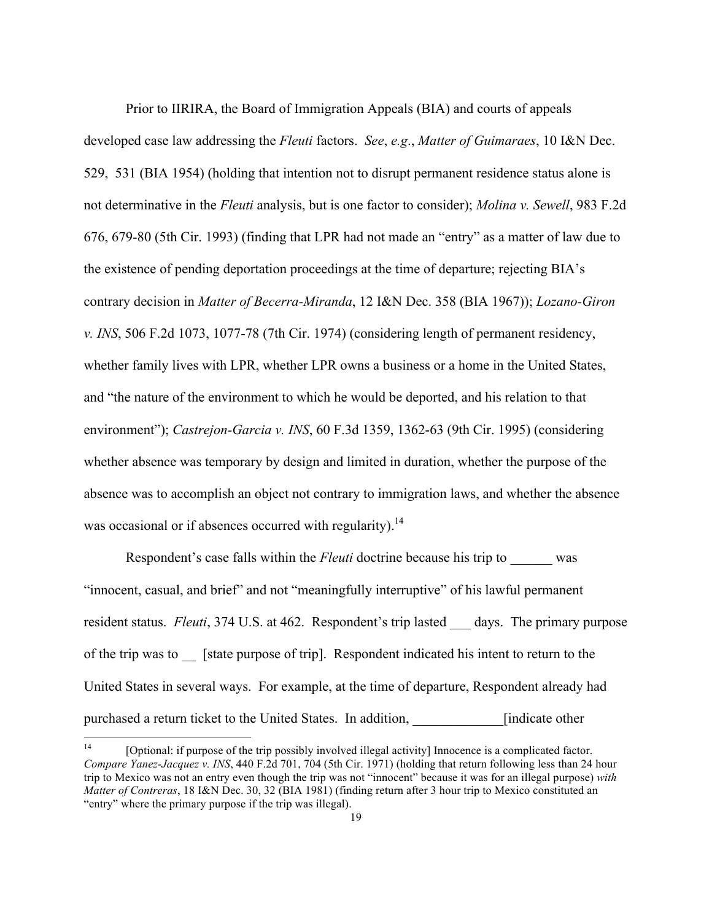Prior to IIRIRA, the Board of Immigration Appeals (BIA) and courts of appeals developed case law addressing the *Fleuti* factors. *See*, *e.g.*, *Matter of Guimaraes*, 10 I&N Dec. 529, 531 (BIA 1954) (holding that intention not to disrupt permanent residence status alone is not determinative in the *Fleuti* analysis, but is one factor to consider); *Molina v. Sewell*, 983 F.2d 676, 679-80 (5th Cir. 1993) (finding that LPR had not made an "entry" as a matter of law due to the existence of pending deportation proceedings at the time of departure; rejecting BIA's contrary decision in *Matter of Becerra-Miranda*, 12 I&N Dec. 358 (BIA 1967)); *Lozano-Giron v. INS*, 506 F.2d 1073, 1077-78 (7th Cir. 1974) (considering length of permanent residency, whether family lives with LPR, whether LPR owns a business or a home in the United States, and "the nature of the environment to which he would be deported, and his relation to that environment"); *Castrejon-Garcia v. INS*, 60 F.3d 1359, 1362-63 (9th Cir. 1995) (considering whether absence was temporary by design and limited in duration, whether the purpose of the absence was to accomplish an object not contrary to immigration laws, and whether the absence was occasional or if absences occurred with regularity).[14]

Respondent's case falls within the *Fleuti* doctrine because his trip to ______ was "innocent, casual, and brief" and not "meaningfully interruptive" of his lawful permanent resident status. *Fleuti*, 374 U.S. at 462. Respondent's trip lasted ___ days. The primary purpose of the trip was to __ [state purpose of trip]. Respondent indicated his intent to return to the United States in several ways. For example, at the time of departure, Respondent already had purchased a return ticket to the United States. In addition, _____________[indicate other

---

[14] [Optional: if purpose of the trip possibly involved illegal activity] Innocence is a complicated factor. *Compare Yanez-Jacquez v. INS*, 440 F.2d 701, 704 (5th Cir. 1971) (holding that return following less than 24 hour trip to Mexico was not an entry even though the trip was not "innocent" because it was for an illegal purpose) *with Matter of Contreras*, 18 I&N Dec. 30, 32 (BIA 1981) (finding return after 3 hour trip to Mexico constituted an "entry" where the primary purpose if the trip was illegal).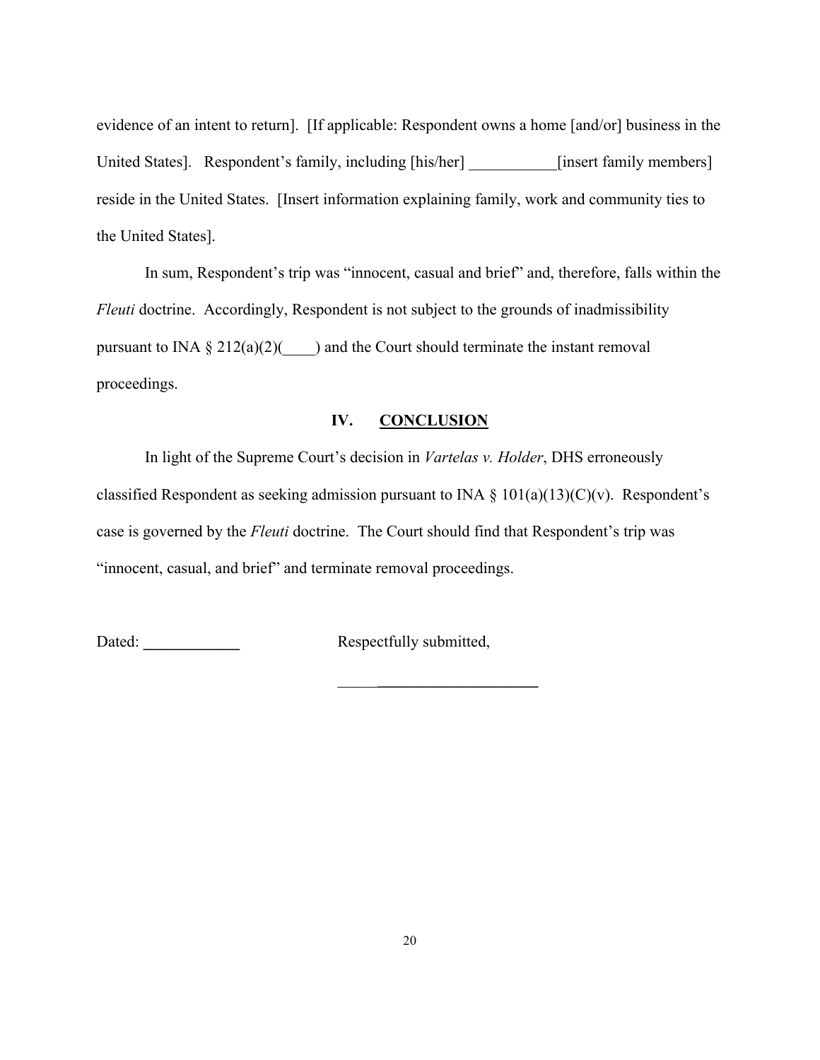evidence of an intent to return]. [If applicable: Respondent owns a home [and/or] business in the United States]. Respondent's family, including [his/her] ___________[insert family members] reside in the United States. [Insert information explaining family, work and community ties to the United States].

In sum, Respondent's trip was "innocent, casual and brief" and, therefore, falls within the *Fleuti* doctrine. Accordingly, Respondent is not subject to the grounds of inadmissibility pursuant to INA § 212(a)(2)(____) and the Court should terminate the instant removal proceedings.

## IV. CONCLUSION

In light of the Supreme Court's decision in *Vartelas v. Holder*, DHS erroneously classified Respondent as seeking admission pursuant to INA § 101(a)(13)(C)(v). Respondent's case is governed by the *Fleuti* doctrine. The Court should find that Respondent's trip was "innocent, casual, and brief" and terminate removal proceedings.

Dated: ____________ Respectfully submitted,

_________________________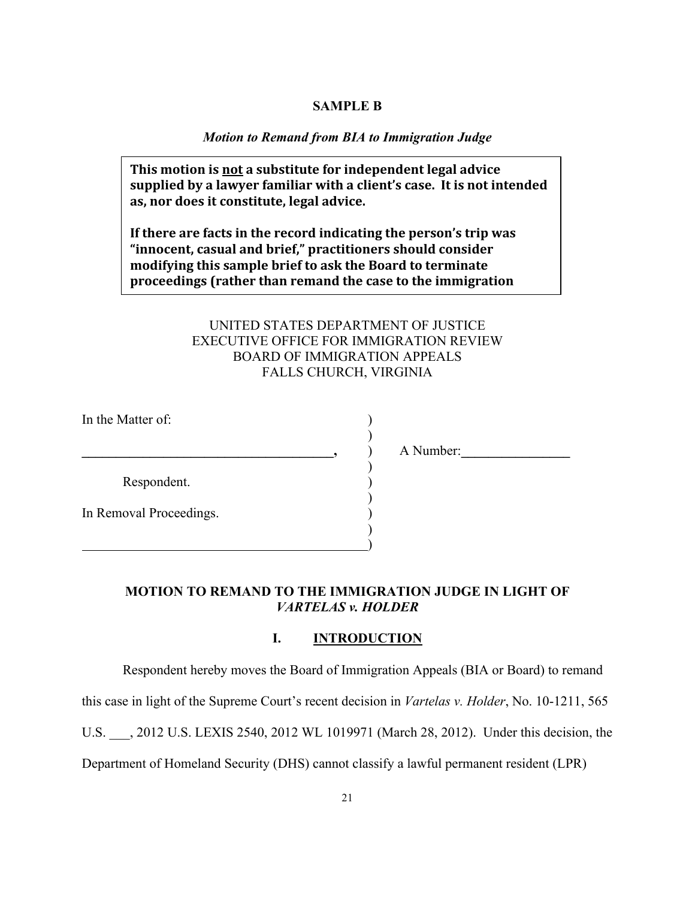**SAMPLE B**

*Motion to Remand from BIA to Immigration Judge*

> **This motion is <u>not</u> a substitute for independent legal advice supplied by a lawyer familiar with a client's case. It is not intended as, nor does it constitute, legal advice.**
>
> **If there are facts in the record indicating the person's trip was "innocent, casual and brief," practitioners should consider modifying this sample brief to ask the Board to terminate proceedings (rather than remand the case to the immigration**

UNITED STATES DEPARTMENT OF JUSTICE
EXECUTIVE OFFICE FOR IMMIGRATION REVIEW
BOARD OF IMMIGRATION APPEALS
FALLS CHURCH, VIRGINIA

| | | |
|---|---|---|
| In the Matter of: | ) | |
| | ) | |
| ______________________________________, | ) | A Number:________________ |
| | ) | |
| Respondent. | ) | |
| | ) | |
| In Removal Proceedings. | ) | |
| | ) | |
| ___________________________________________ | ) | |

**MOTION TO REMAND TO THE IMMIGRATION JUDGE IN LIGHT OF *VARTELAS v. HOLDER***

## I. INTRODUCTION

Respondent hereby moves the Board of Immigration Appeals (BIA or Board) to remand this case in light of the Supreme Court's recent decision in *Vartelas v. Holder*, No. 10-1211, 565 U.S. ___, 2012 U.S. LEXIS 2540, 2012 WL 1019971 (March 28, 2012). Under this decision, the Department of Homeland Security (DHS) cannot classify a lawful permanent resident (LPR)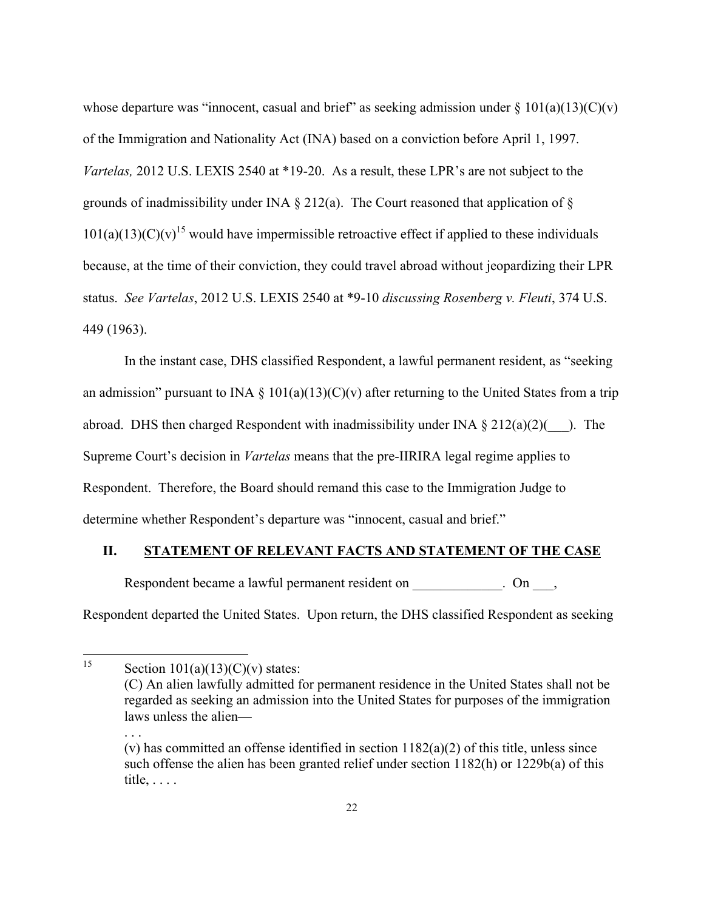whose departure was "innocent, casual and brief" as seeking admission under § 101(a)(13)(C)(v) of the Immigration and Nationality Act (INA) based on a conviction before April 1, 1997. *Vartelas,* 2012 U.S. LEXIS 2540 at *19-20. As a result, these LPR's are not subject to the grounds of inadmissibility under INA § 212(a). The Court reasoned that application of § 101(a)(13)(C)(v)[15] would have impermissible retroactive effect if applied to these individuals because, at the time of their conviction, they could travel abroad without jeopardizing their LPR status. *See Vartelas*, 2012 U.S. LEXIS 2540 at *9-10 *discussing Rosenberg v. Fleuti*, 374 U.S. 449 (1963).

In the instant case, DHS classified Respondent, a lawful permanent resident, as "seeking an admission" pursuant to INA § 101(a)(13)(C)(v) after returning to the United States from a trip abroad. DHS then charged Respondent with inadmissibility under INA § 212(a)(2)(___). The Supreme Court's decision in *Vartelas* means that the pre-IIRIRA legal regime applies to Respondent. Therefore, the Board should remand this case to the Immigration Judge to determine whether Respondent's departure was "innocent, casual and brief."

## II. STATEMENT OF RELEVANT FACTS AND STATEMENT OF THE CASE

Respondent became a lawful permanent resident on _____________. On ___, Respondent departed the United States. Upon return, the DHS classified Respondent as seeking

---

[15] Section 101(a)(13)(C)(v) states:

(C) An alien lawfully admitted for permanent residence in the United States shall not be regarded as seeking an admission into the United States for purposes of the immigration laws unless the alien—

. . .

(v) has committed an offense identified in section 1182(a)(2) of this title, unless since such offense the alien has been granted relief under section 1182(h) or 1229b(a) of this title, . . . .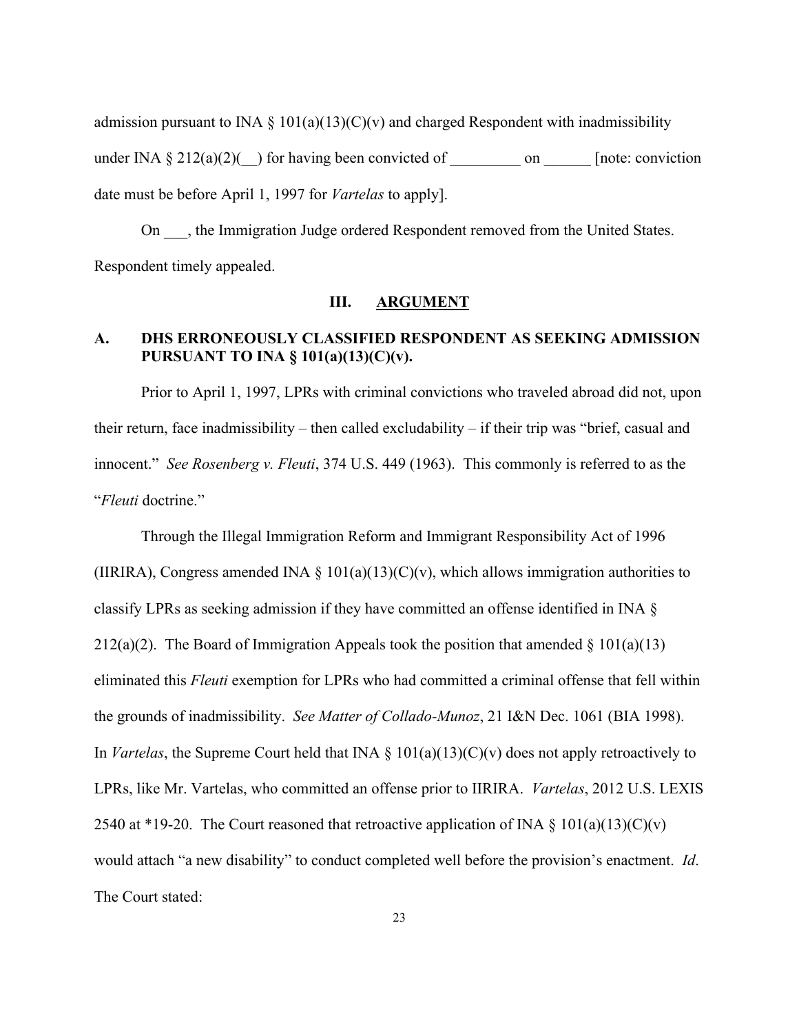admission pursuant to INA § 101(a)(13)(C)(v) and charged Respondent with inadmissibility under INA § 212(a)(2)(__) for having been convicted of _________ on ______ [note: conviction date must be before April 1, 1997 for *Vartelas* to apply].

On ___, the Immigration Judge ordered Respondent removed from the United States. Respondent timely appealed.

## III. ARGUMENT

### A. DHS ERRONEOUSLY CLASSIFIED RESPONDENT AS SEEKING ADMISSION PURSUANT TO INA § 101(a)(13)(C)(v).

Prior to April 1, 1997, LPRs with criminal convictions who traveled abroad did not, upon their return, face inadmissibility – then called excludability – if their trip was "brief, casual and innocent." *See Rosenberg v. Fleuti*, 374 U.S. 449 (1963). This commonly is referred to as the "*Fleuti* doctrine."

Through the Illegal Immigration Reform and Immigrant Responsibility Act of 1996 (IIRIRA), Congress amended INA § 101(a)(13)(C)(v), which allows immigration authorities to classify LPRs as seeking admission if they have committed an offense identified in INA § 212(a)(2). The Board of Immigration Appeals took the position that amended § 101(a)(13) eliminated this *Fleuti* exemption for LPRs who had committed a criminal offense that fell within the grounds of inadmissibility. *See Matter of Collado-Munoz*, 21 I&N Dec. 1061 (BIA 1998). In *Vartelas*, the Supreme Court held that INA § 101(a)(13)(C)(v) does not apply retroactively to LPRs, like Mr. Vartelas, who committed an offense prior to IIRIRA. *Vartelas*, 2012 U.S. LEXIS 2540 at *19-20. The Court reasoned that retroactive application of INA § 101(a)(13)(C)(v) would attach "a new disability" to conduct completed well before the provision's enactment. *Id*. The Court stated: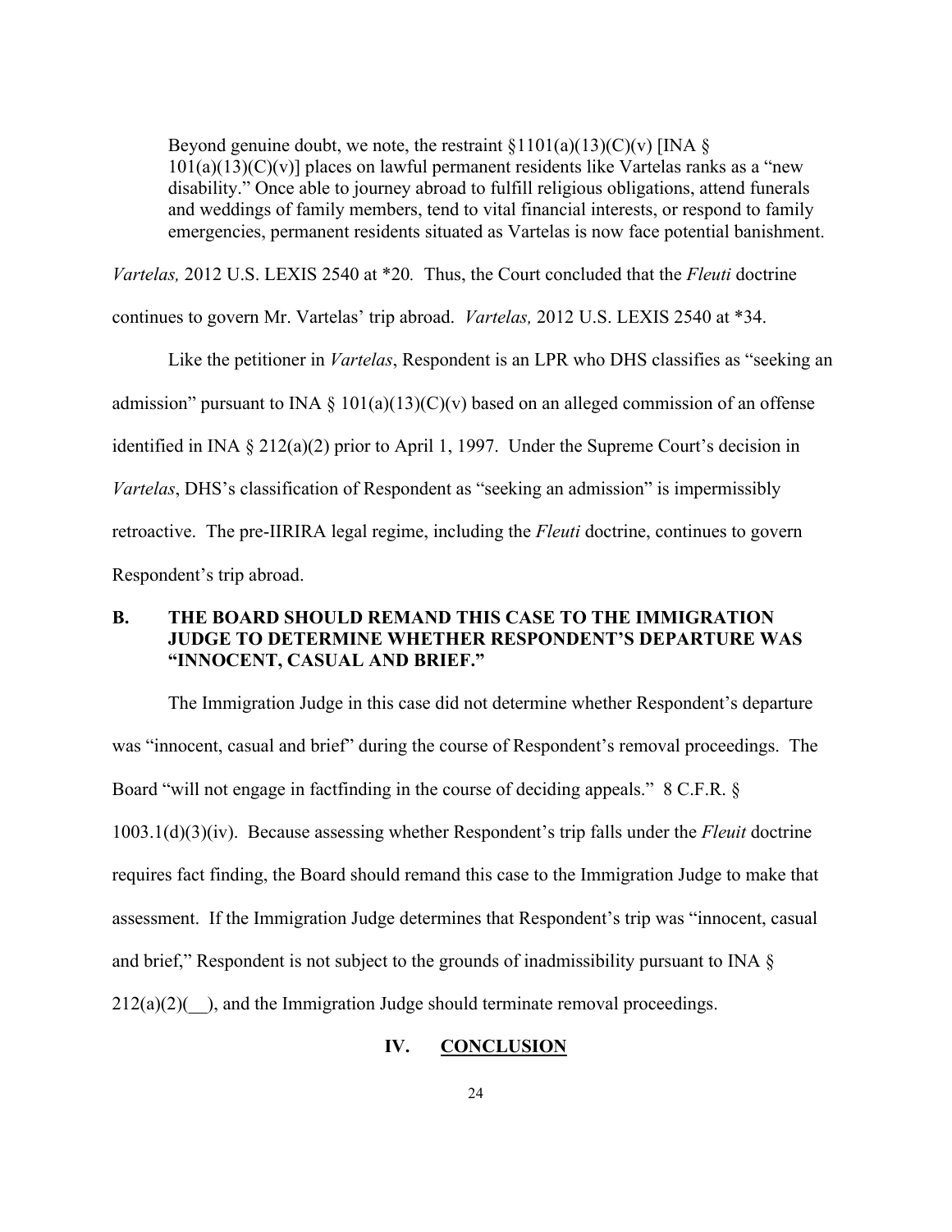> Beyond genuine doubt, we note, the restraint §1101(a)(13)(C)(v) [INA § 101(a)(13)(C)(v)] places on lawful permanent residents like Vartelas ranks as a "new disability." Once able to journey abroad to fulfill religious obligations, attend funerals and weddings of family members, tend to vital financial interests, or respond to family emergencies, permanent residents situated as Vartelas is now face potential banishment.

*Vartelas,* 2012 U.S. LEXIS 2540 at *20*.* Thus, the Court concluded that the *Fleuti* doctrine continues to govern Mr. Vartelas' trip abroad. *Vartelas,* 2012 U.S. LEXIS 2540 at *34.

Like the petitioner in *Vartelas*, Respondent is an LPR who DHS classifies as "seeking an admission" pursuant to INA § 101(a)(13)(C)(v) based on an alleged commission of an offense identified in INA § 212(a)(2) prior to April 1, 1997. Under the Supreme Court's decision in *Vartelas*, DHS's classification of Respondent as "seeking an admission" is impermissibly retroactive. The pre-IIRIRA legal regime, including the *Fleuti* doctrine, continues to govern Respondent's trip abroad.

### B. THE BOARD SHOULD REMAND THIS CASE TO THE IMMIGRATION JUDGE TO DETERMINE WHETHER RESPONDENT'S DEPARTURE WAS "INNOCENT, CASUAL AND BRIEF."

The Immigration Judge in this case did not determine whether Respondent's departure was "innocent, casual and brief" during the course of Respondent's removal proceedings. The Board "will not engage in factfinding in the course of deciding appeals." 8 C.F.R. § 1003.1(d)(3)(iv). Because assessing whether Respondent's trip falls under the *Fleuit* doctrine requires fact finding, the Board should remand this case to the Immigration Judge to make that assessment. If the Immigration Judge determines that Respondent's trip was "innocent, casual and brief," Respondent is not subject to the grounds of inadmissibility pursuant to INA § 212(a)(2)(\_\_), and the Immigration Judge should terminate removal proceedings.

## IV. CONCLUSION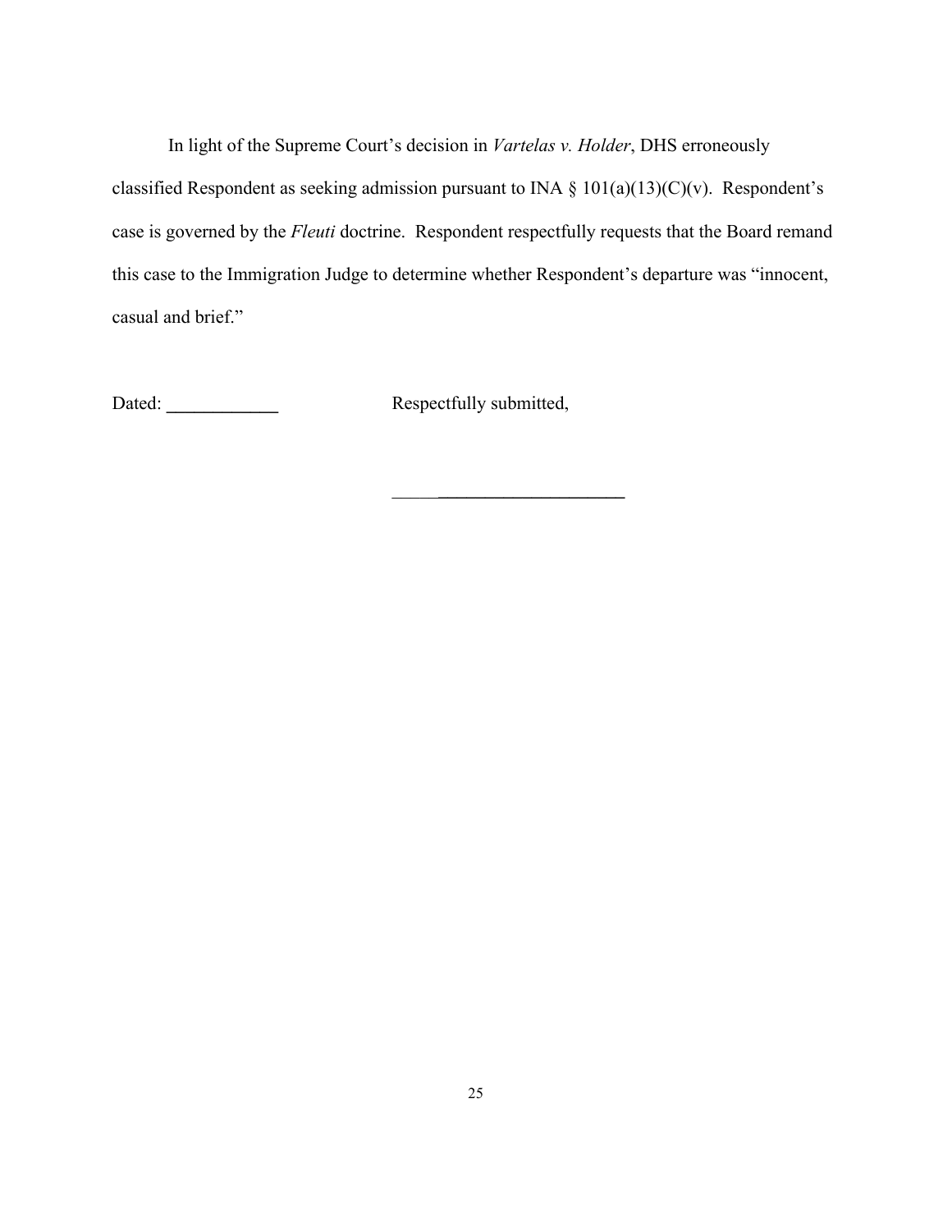In light of the Supreme Court's decision in *Vartelas v. Holder*, DHS erroneously classified Respondent as seeking admission pursuant to INA § 101(a)(13)(C)(v). Respondent's case is governed by the *Fleuti* doctrine. Respondent respectfully requests that the Board remand this case to the Immigration Judge to determine whether Respondent's departure was "innocent, casual and brief."

Dated: ____________ Respectfully submitted,

__________________________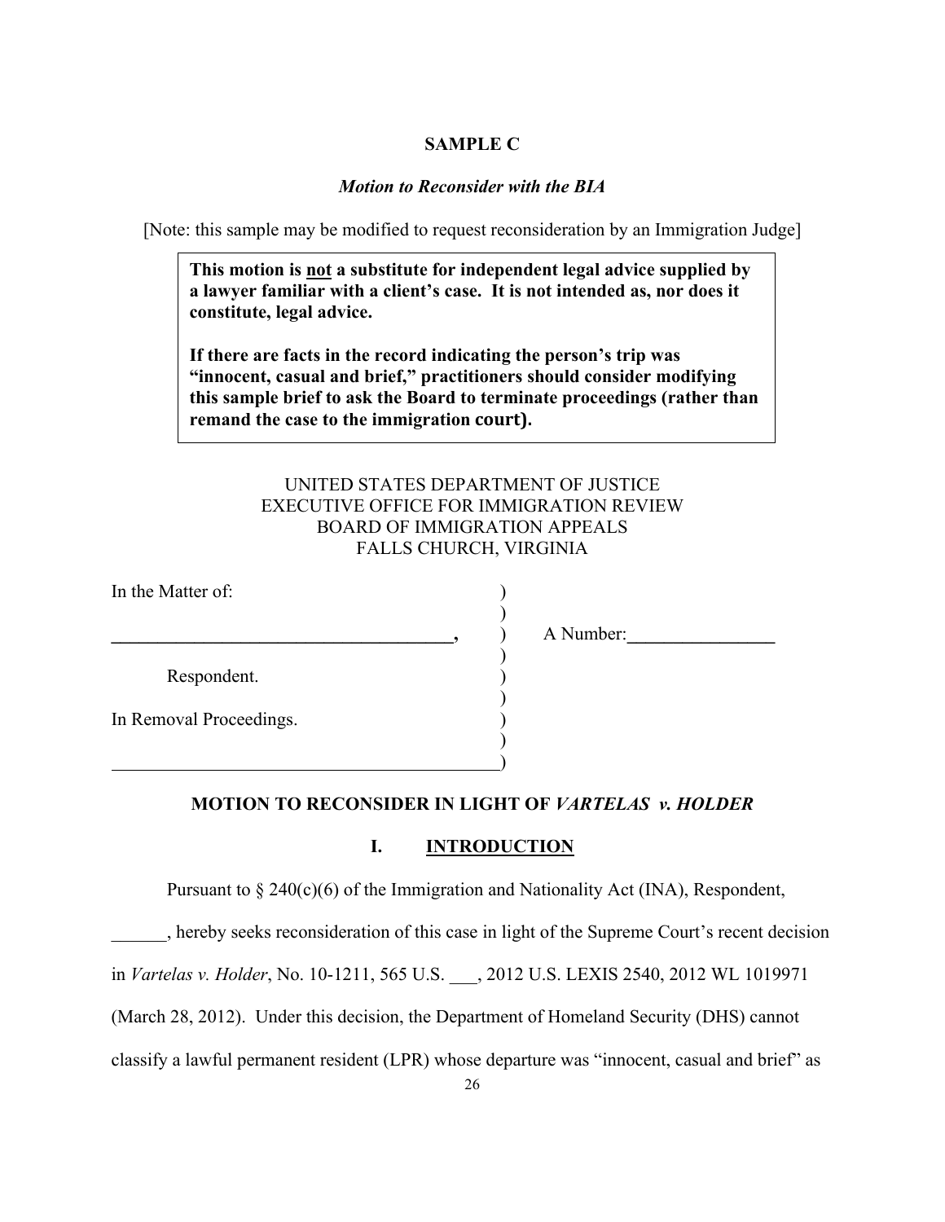**SAMPLE C**

***Motion to Reconsider with the BIA***

[Note: this sample may be modified to request reconsideration by an Immigration Judge]

> **This motion is <u>not</u> a substitute for independent legal advice supplied by a lawyer familiar with a client's case. It is not intended as, nor does it constitute, legal advice.**
>
> **If there are facts in the record indicating the person's trip was "innocent, casual and brief," practitioners should consider modifying this sample brief to ask the Board to terminate proceedings (rather than remand the case to the immigration court).**

UNITED STATES DEPARTMENT OF JUSTICE
EXECUTIVE OFFICE FOR IMMIGRATION REVIEW
BOARD OF IMMIGRATION APPEALS
FALLS CHURCH, VIRGINIA

In the Matter of: )
)
**_____________________________________,** ) A Number:**________________**
)
Respondent. )
)
In Removal Proceedings. )
)
_____________________________________________)

**MOTION TO RECONSIDER IN LIGHT OF *VARTELAS v. HOLDER***

**I. <u>INTRODUCTION</u>**

Pursuant to § 240(c)(6) of the Immigration and Nationality Act (INA), Respondent, ______, hereby seeks reconsideration of this case in light of the Supreme Court's recent decision in *Vartelas v. Holder*, No. 10-1211, 565 U.S. ___, 2012 U.S. LEXIS 2540, 2012 WL 1019971 (March 28, 2012). Under this decision, the Department of Homeland Security (DHS) cannot classify a lawful permanent resident (LPR) whose departure was "innocent, casual and brief" as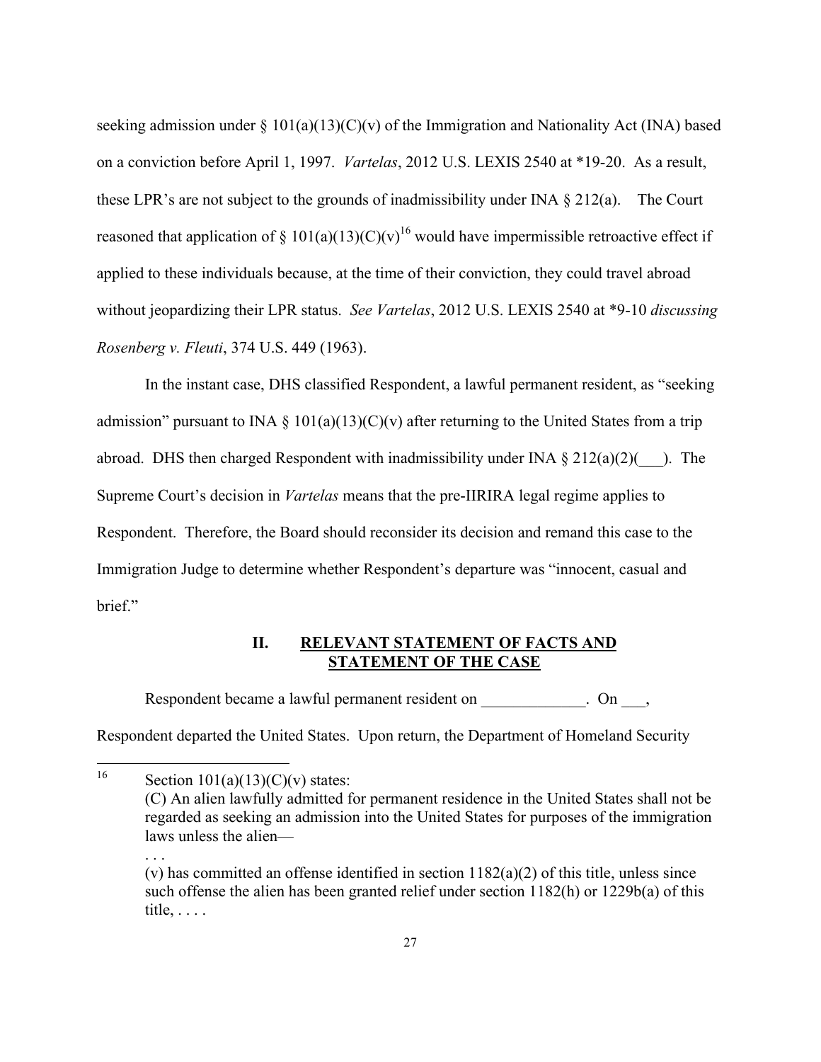seeking admission under § 101(a)(13)(C)(v) of the Immigration and Nationality Act (INA) based on a conviction before April 1, 1997. *Vartelas*, 2012 U.S. LEXIS 2540 at *19-20. As a result, these LPR's are not subject to the grounds of inadmissibility under INA § 212(a). The Court reasoned that application of § 101(a)(13)(C)(v)[16] would have impermissible retroactive effect if applied to these individuals because, at the time of their conviction, they could travel abroad without jeopardizing their LPR status. *See Vartelas*, 2012 U.S. LEXIS 2540 at *9-10 *discussing Rosenberg v. Fleuti*, 374 U.S. 449 (1963).

In the instant case, DHS classified Respondent, a lawful permanent resident, as "seeking admission" pursuant to INA § 101(a)(13)(C)(v) after returning to the United States from a trip abroad. DHS then charged Respondent with inadmissibility under INA § 212(a)(2)(___). The Supreme Court's decision in *Vartelas* means that the pre-IIRIRA legal regime applies to Respondent. Therefore, the Board should reconsider its decision and remand this case to the Immigration Judge to determine whether Respondent's departure was "innocent, casual and brief."

## II. RELEVANT STATEMENT OF FACTS AND STATEMENT OF THE CASE

Respondent became a lawful permanent resident on _____________. On ___, Respondent departed the United States. Upon return, the Department of Homeland Security

---

[16] Section 101(a)(13)(C)(v) states:

(C) An alien lawfully admitted for permanent residence in the United States shall not be regarded as seeking an admission into the United States for purposes of the immigration laws unless the alien—

. . .

(v) has committed an offense identified in section 1182(a)(2) of this title, unless since such offense the alien has been granted relief under section 1182(h) or 1229b(a) of this title, . . . .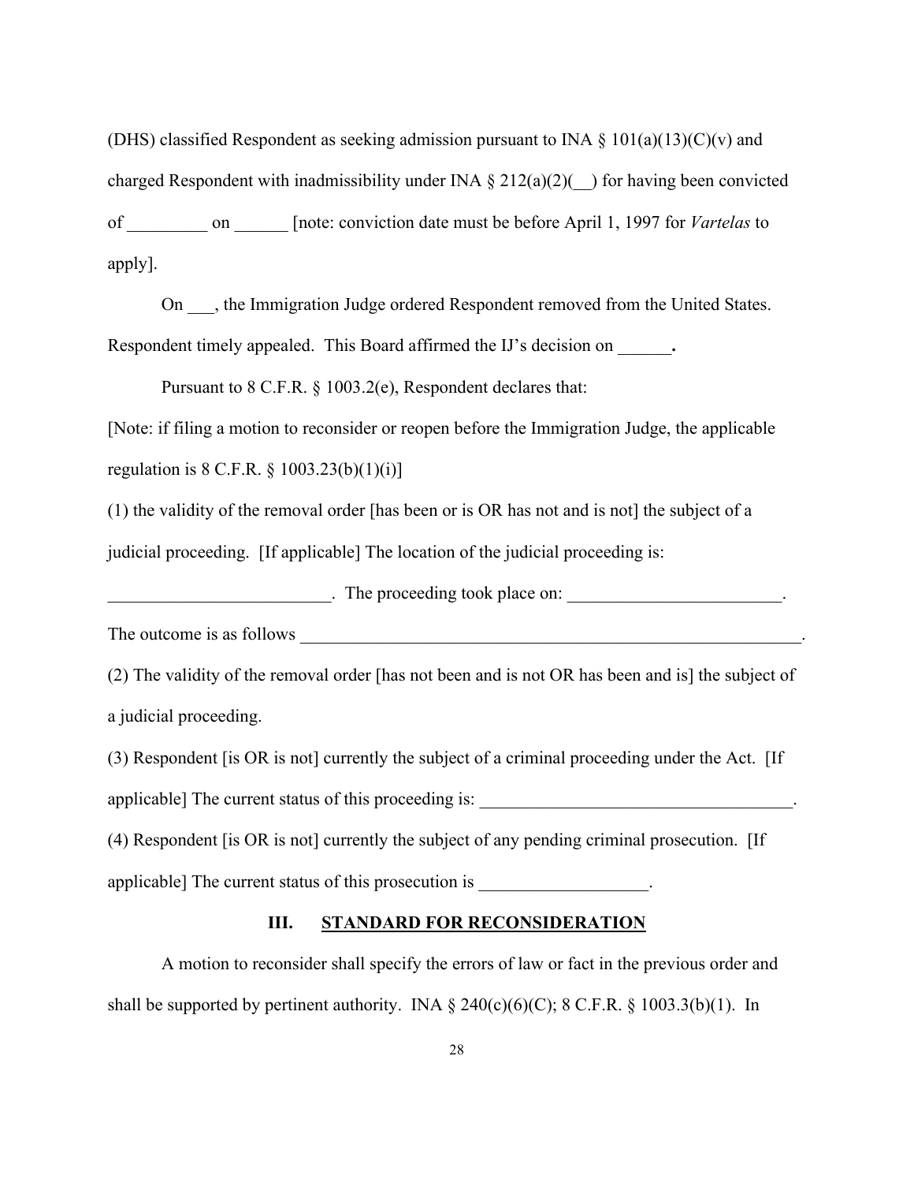(DHS) classified Respondent as seeking admission pursuant to INA § 101(a)(13)(C)(v) and charged Respondent with inadmissibility under INA § 212(a)(2)(__) for having been convicted of _________ on ______ [note: conviction date must be before April 1, 1997 for *Vartelas* to apply].

On ___, the Immigration Judge ordered Respondent removed from the United States. Respondent timely appealed. This Board affirmed the IJ's decision on ______**.**

Pursuant to 8 C.F.R. § 1003.2(e), Respondent declares that:

[Note: if filing a motion to reconsider or reopen before the Immigration Judge, the applicable regulation is 8 C.F.R. § 1003.23(b)(1)(i)]

(1) the validity of the removal order [has been or is OR has not and is not] the subject of a judicial proceeding. [If applicable] The location of the judicial proceeding is: _________________________. The proceeding took place on: ________________________. The outcome is as follows ____________________________________________________________.

(2) The validity of the removal order [has not been and is not OR has been and is] the subject of a judicial proceeding.

(3) Respondent [is OR is not] currently the subject of a criminal proceeding under the Act. [If applicable] The current status of this proceeding is: ___________________________________.

(4) Respondent [is OR is not] currently the subject of any pending criminal prosecution. [If applicable] The current status of this prosecution is ___________________.

## III. STANDARD FOR RECONSIDERATION

A motion to reconsider shall specify the errors of law or fact in the previous order and shall be supported by pertinent authority. INA § 240(c)(6)(C); 8 C.F.R. § 1003.3(b)(1). In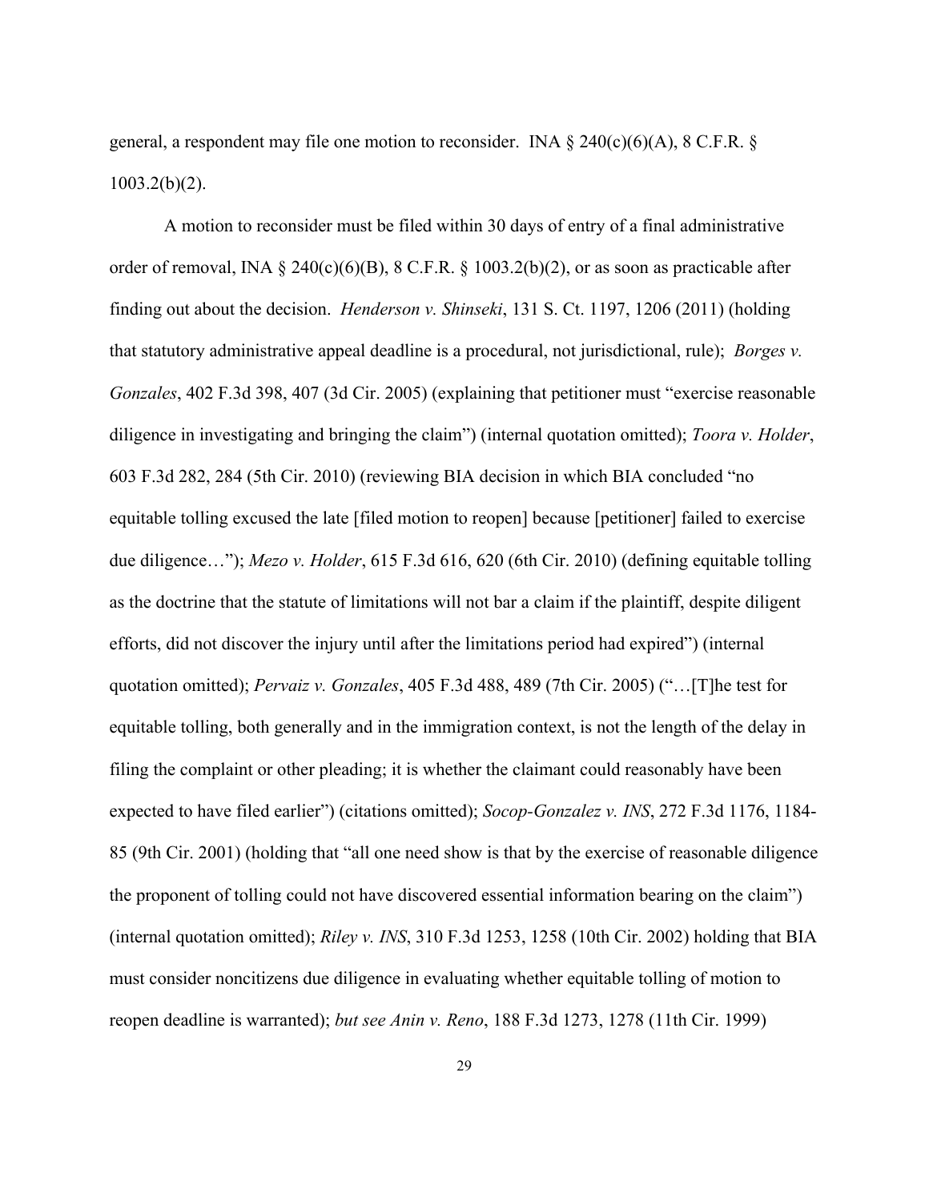general, a respondent may file one motion to reconsider. INA § 240(c)(6)(A), 8 C.F.R. § 1003.2(b)(2).

A motion to reconsider must be filed within 30 days of entry of a final administrative order of removal, INA § 240(c)(6)(B), 8 C.F.R. § 1003.2(b)(2), or as soon as practicable after finding out about the decision. *Henderson v. Shinseki*, 131 S. Ct. 1197, 1206 (2011) (holding that statutory administrative appeal deadline is a procedural, not jurisdictional, rule); *Borges v. Gonzales*, 402 F.3d 398, 407 (3d Cir. 2005) (explaining that petitioner must "exercise reasonable diligence in investigating and bringing the claim") (internal quotation omitted); *Toora v. Holder*, 603 F.3d 282, 284 (5th Cir. 2010) (reviewing BIA decision in which BIA concluded "no equitable tolling excused the late [filed motion to reopen] because [petitioner] failed to exercise due diligence…"); *Mezo v. Holder*, 615 F.3d 616, 620 (6th Cir. 2010) (defining equitable tolling as the doctrine that the statute of limitations will not bar a claim if the plaintiff, despite diligent efforts, did not discover the injury until after the limitations period had expired") (internal quotation omitted); *Pervaiz v. Gonzales*, 405 F.3d 488, 489 (7th Cir. 2005) ("…[T]he test for equitable tolling, both generally and in the immigration context, is not the length of the delay in filing the complaint or other pleading; it is whether the claimant could reasonably have been expected to have filed earlier") (citations omitted); *Socop-Gonzalez v. INS*, 272 F.3d 1176, 1184-85 (9th Cir. 2001) (holding that "all one need show is that by the exercise of reasonable diligence the proponent of tolling could not have discovered essential information bearing on the claim") (internal quotation omitted); *Riley v. INS*, 310 F.3d 1253, 1258 (10th Cir. 2002) holding that BIA must consider noncitizens due diligence in evaluating whether equitable tolling of motion to reopen deadline is warranted); *but see Anin v. Reno*, 188 F.3d 1273, 1278 (11th Cir. 1999)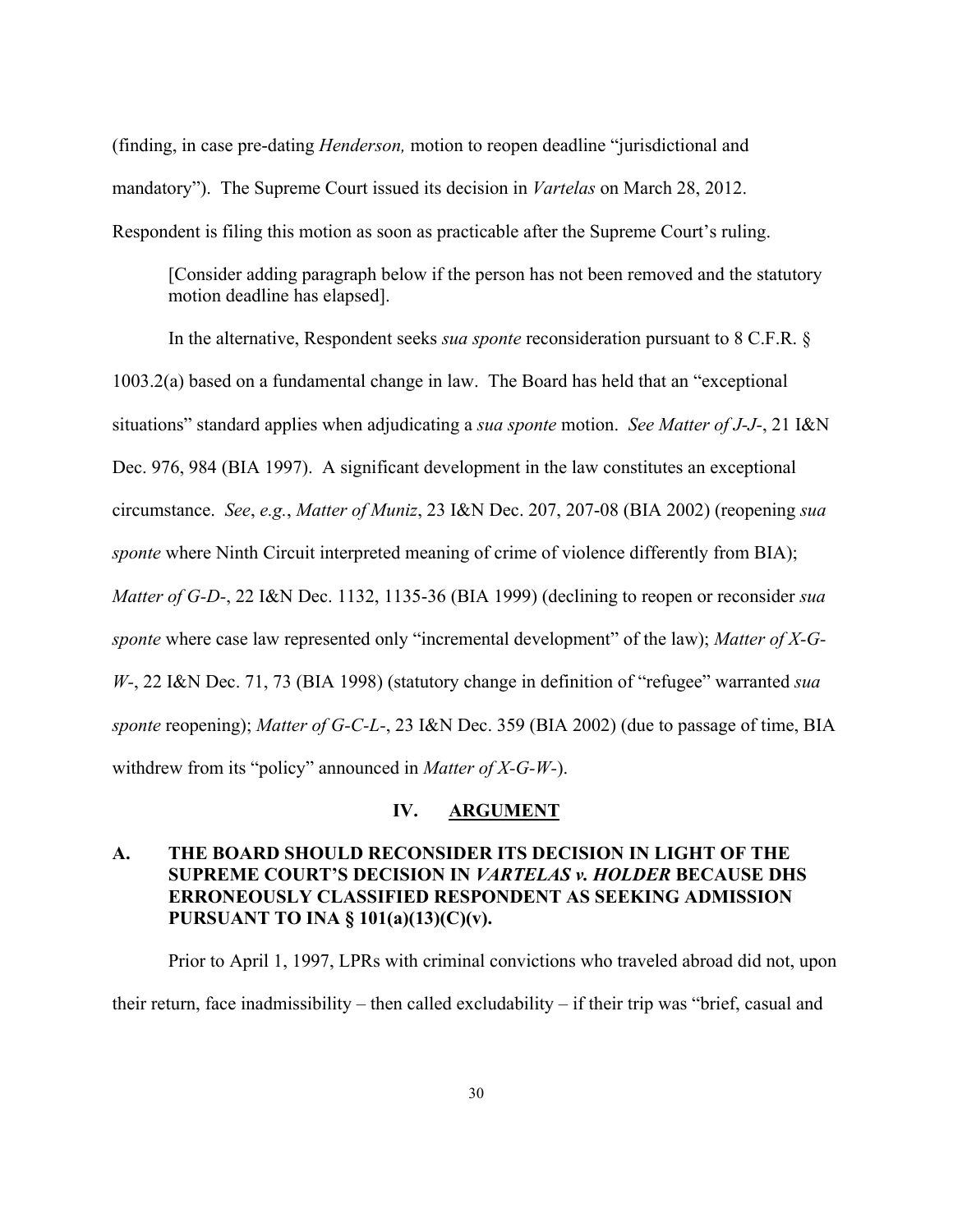(finding, in case pre-dating *Henderson,* motion to reopen deadline "jurisdictional and mandatory"). The Supreme Court issued its decision in *Vartelas* on March 28, 2012. Respondent is filing this motion as soon as practicable after the Supreme Court's ruling.

> [Consider adding paragraph below if the person has not been removed and the statutory motion deadline has elapsed].

In the alternative, Respondent seeks *sua sponte* reconsideration pursuant to 8 C.F.R. § 1003.2(a) based on a fundamental change in law. The Board has held that an "exceptional situations" standard applies when adjudicating a *sua sponte* motion. *See Matter of J-J-*, 21 I&N Dec. 976, 984 (BIA 1997). A significant development in the law constitutes an exceptional circumstance. *See*, *e.g.*, *Matter of Muniz*, 23 I&N Dec. 207, 207-08 (BIA 2002) (reopening *sua sponte* where Ninth Circuit interpreted meaning of crime of violence differently from BIA); *Matter of G-D-*, 22 I&N Dec. 1132, 1135-36 (BIA 1999) (declining to reopen or reconsider *sua sponte* where case law represented only "incremental development" of the law); *Matter of X-G-W-*, 22 I&N Dec. 71, 73 (BIA 1998) (statutory change in definition of "refugee" warranted *sua sponte* reopening); *Matter of G-C-L-*, 23 I&N Dec. 359 (BIA 2002) (due to passage of time, BIA withdrew from its "policy" announced in *Matter of X-G-W-*).

## IV. ARGUMENT

### A. THE BOARD SHOULD RECONSIDER ITS DECISION IN LIGHT OF THE SUPREME COURT'S DECISION IN *VARTELAS v. HOLDER* BECAUSE DHS ERRONEOUSLY CLASSIFIED RESPONDENT AS SEEKING ADMISSION PURSUANT TO INA § 101(a)(13)(C)(v).

Prior to April 1, 1997, LPRs with criminal convictions who traveled abroad did not, upon their return, face inadmissibility – then called excludability – if their trip was "brief, casual and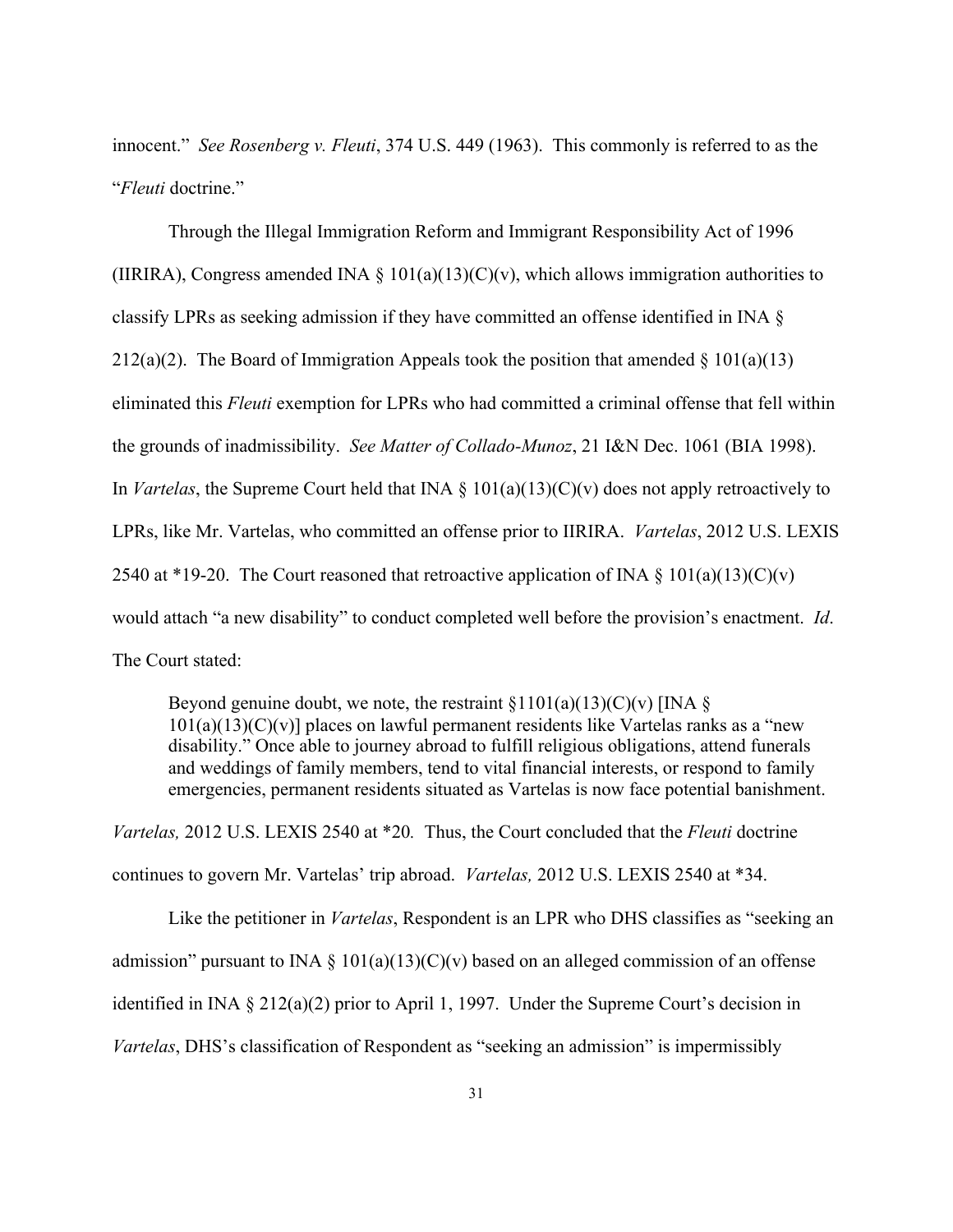innocent." *See Rosenberg v. Fleuti*, 374 U.S. 449 (1963). This commonly is referred to as the "*Fleuti* doctrine."

Through the Illegal Immigration Reform and Immigrant Responsibility Act of 1996 (IIRIRA), Congress amended INA § 101(a)(13)(C)(v), which allows immigration authorities to classify LPRs as seeking admission if they have committed an offense identified in INA § 212(a)(2). The Board of Immigration Appeals took the position that amended § 101(a)(13) eliminated this *Fleuti* exemption for LPRs who had committed a criminal offense that fell within the grounds of inadmissibility. *See Matter of Collado-Munoz*, 21 I&N Dec. 1061 (BIA 1998). In *Vartelas*, the Supreme Court held that INA § 101(a)(13)(C)(v) does not apply retroactively to LPRs, like Mr. Vartelas, who committed an offense prior to IIRIRA. *Vartelas*, 2012 U.S. LEXIS 2540 at *19-20. The Court reasoned that retroactive application of INA § 101(a)(13)(C)(v) would attach "a new disability" to conduct completed well before the provision's enactment. *Id*. The Court stated:

> Beyond genuine doubt, we note, the restraint §1101(a)(13)(C)(v) [INA § 101(a)(13)(C)(v)] places on lawful permanent residents like Vartelas ranks as a "new disability." Once able to journey abroad to fulfill religious obligations, attend funerals and weddings of family members, tend to vital financial interests, or respond to family emergencies, permanent residents situated as Vartelas is now face potential banishment.

*Vartelas,* 2012 U.S. LEXIS 2540 at *20*.* Thus, the Court concluded that the *Fleuti* doctrine continues to govern Mr. Vartelas' trip abroad. *Vartelas,* 2012 U.S. LEXIS 2540 at *34.

Like the petitioner in *Vartelas*, Respondent is an LPR who DHS classifies as "seeking an admission" pursuant to INA § 101(a)(13)(C)(v) based on an alleged commission of an offense identified in INA § 212(a)(2) prior to April 1, 1997. Under the Supreme Court's decision in *Vartelas*, DHS's classification of Respondent as "seeking an admission" is impermissibly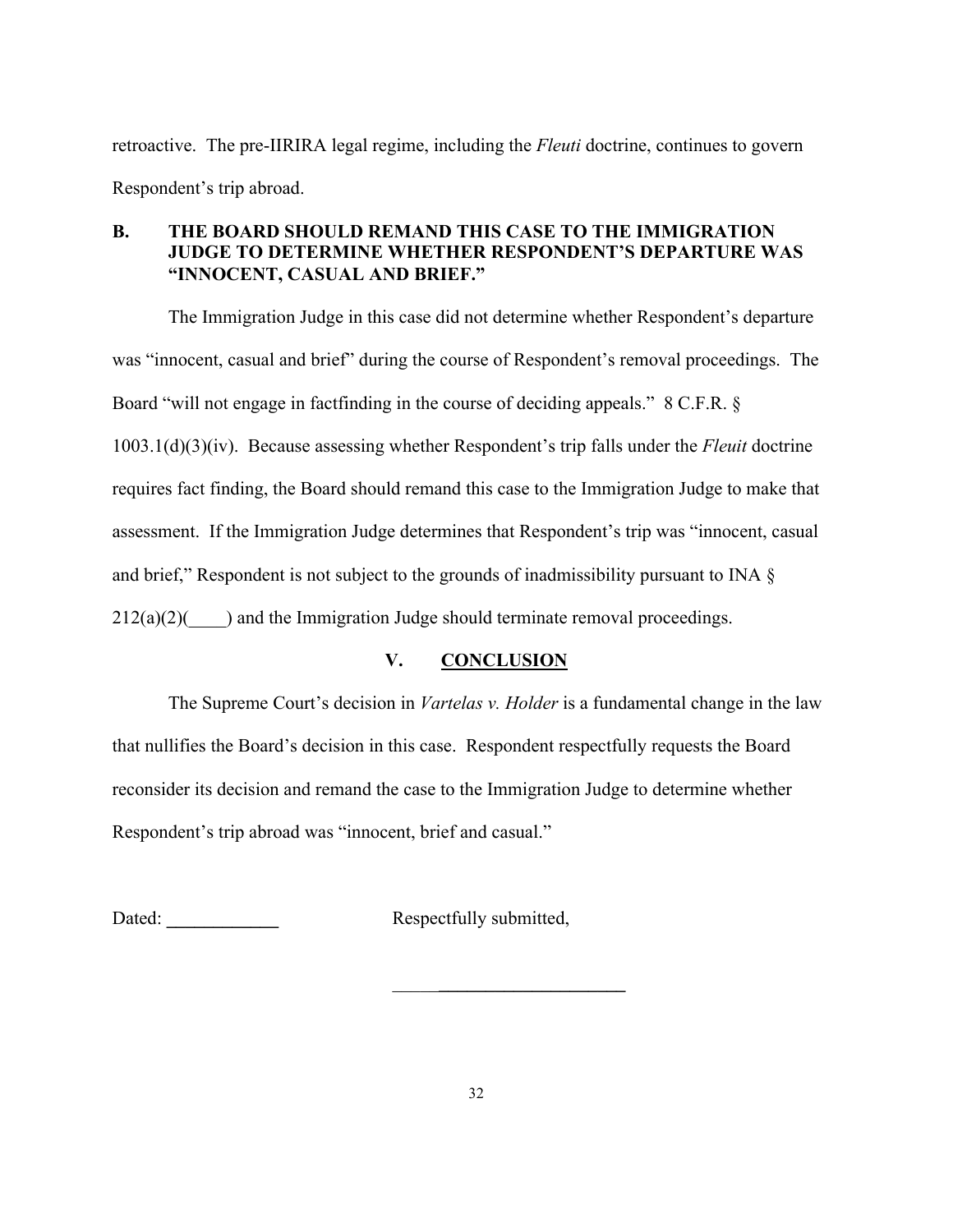retroactive. The pre-IIRIRA legal regime, including the *Fleuti* doctrine, continues to govern Respondent's trip abroad.

### B. THE BOARD SHOULD REMAND THIS CASE TO THE IMMIGRATION JUDGE TO DETERMINE WHETHER RESPONDENT'S DEPARTURE WAS "INNOCENT, CASUAL AND BRIEF."

The Immigration Judge in this case did not determine whether Respondent's departure was "innocent, casual and brief" during the course of Respondent's removal proceedings. The Board "will not engage in factfinding in the course of deciding appeals." 8 C.F.R. § 1003.1(d)(3)(iv). Because assessing whether Respondent's trip falls under the *Fleuit* doctrine requires fact finding, the Board should remand this case to the Immigration Judge to make that assessment. If the Immigration Judge determines that Respondent's trip was "innocent, casual and brief," Respondent is not subject to the grounds of inadmissibility pursuant to INA § 212(a)(2)(____) and the Immigration Judge should terminate removal proceedings.

## V. CONCLUSION

The Supreme Court's decision in *Vartelas v. Holder* is a fundamental change in the law that nullifies the Board's decision in this case. Respondent respectfully requests the Board reconsider its decision and remand the case to the Immigration Judge to determine whether Respondent's trip abroad was "innocent, brief and casual."

Dated: ____________ Respectfully submitted,

_________________________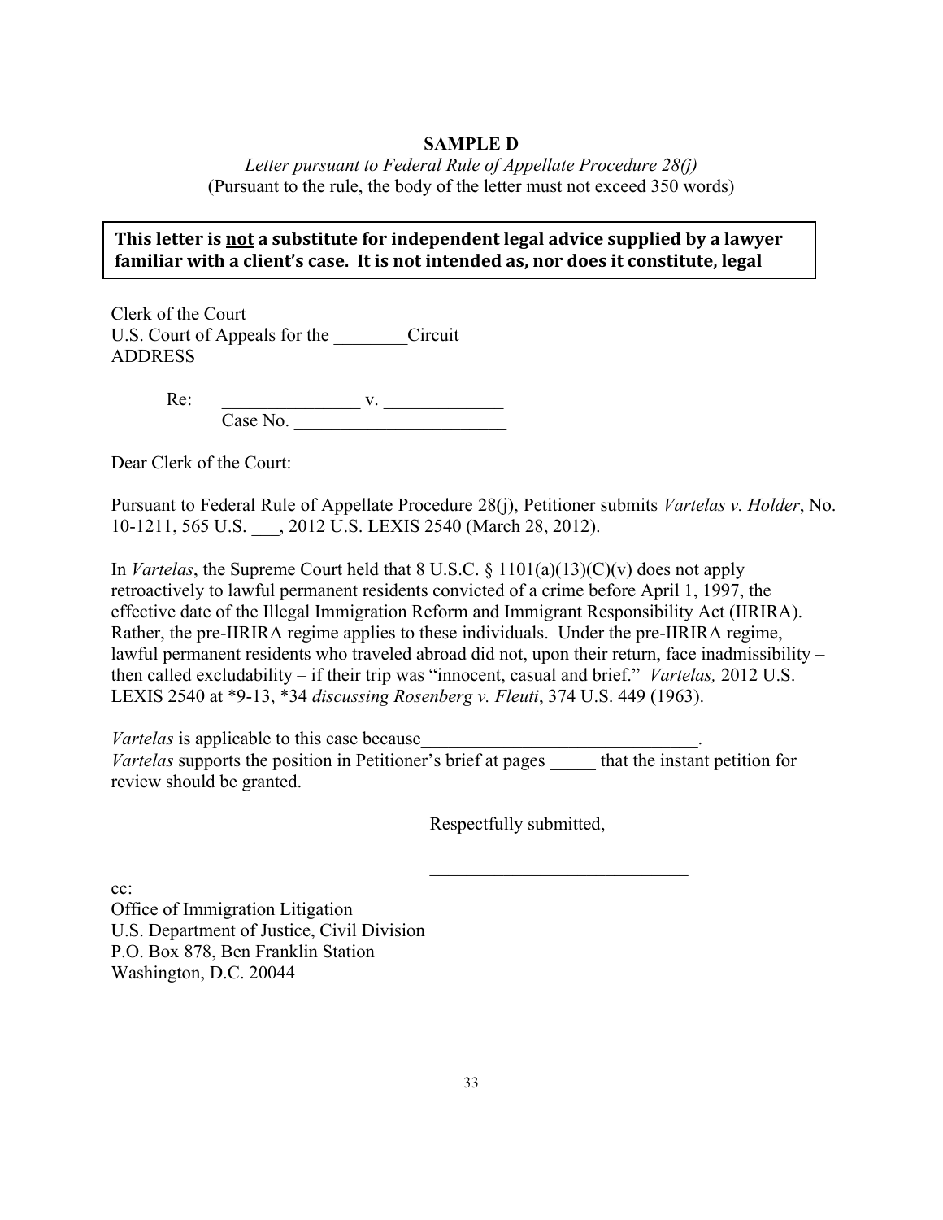**SAMPLE D**

*Letter pursuant to Federal Rule of Appellate Procedure 28(j)*
(Pursuant to the rule, the body of the letter must not exceed 350 words)

> **This letter is <u>not</u> a substitute for independent legal advice supplied by a lawyer familiar with a client's case. It is not intended as, nor does it constitute, legal**

Clerk of the Court
U.S. Court of Appeals for the ________Circuit
ADDRESS

Re: _______________ v. _____________
Case No. _______________________

Dear Clerk of the Court:

Pursuant to Federal Rule of Appellate Procedure 28(j), Petitioner submits *Vartelas v. Holder*, No. 10-1211, 565 U.S. ___, 2012 U.S. LEXIS 2540 (March 28, 2012).

In *Vartelas*, the Supreme Court held that 8 U.S.C. § 1101(a)(13)(C)(v) does not apply retroactively to lawful permanent residents convicted of a crime before April 1, 1997, the effective date of the Illegal Immigration Reform and Immigrant Responsibility Act (IIRIRA). Rather, the pre-IIRIRA regime applies to these individuals. Under the pre-IIRIRA regime, lawful permanent residents who traveled abroad did not, upon their return, face inadmissibility – then called excludability – if their trip was "innocent, casual and brief." *Vartelas,* 2012 U.S. LEXIS 2540 at *9-13, *34 *discussing Rosenberg v. Fleuti*, 374 U.S. 449 (1963).

*Vartelas* is applicable to this case because______________________________.
*Vartelas* supports the position in Petitioner's brief at pages _____ that the instant petition for review should be granted.

Respectfully submitted,

____________________________

cc:
Office of Immigration Litigation
U.S. Department of Justice, Civil Division
P.O. Box 878, Ben Franklin Station
Washington, D.C. 20044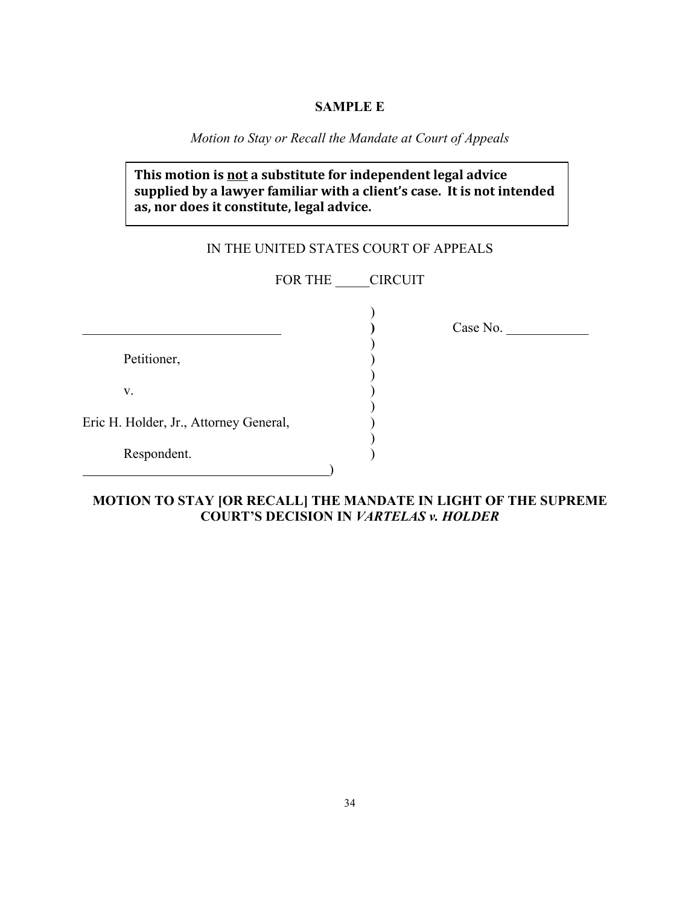**SAMPLE E**

*Motion to Stay or Recall the Mandate at Court of Appeals*

> **This motion is not a substitute for independent legal advice supplied by a lawyer familiar with a client's case. It is not intended as, nor does it constitute, legal advice.**

IN THE UNITED STATES COURT OF APPEALS

FOR THE _____CIRCUIT

```
                                       )
______________________________         )        Case No. ____________
                                       )
        Petitioner,                    )
                                       )
        v.                             )
                                       )
Eric H. Holder, Jr., Attorney General, )
                                       )
        Respondent.                    )
_______________________________________)
```

**MOTION TO STAY [OR RECALL] THE MANDATE IN LIGHT OF THE SUPREME COURT'S DECISION IN *VARTELAS v. HOLDER***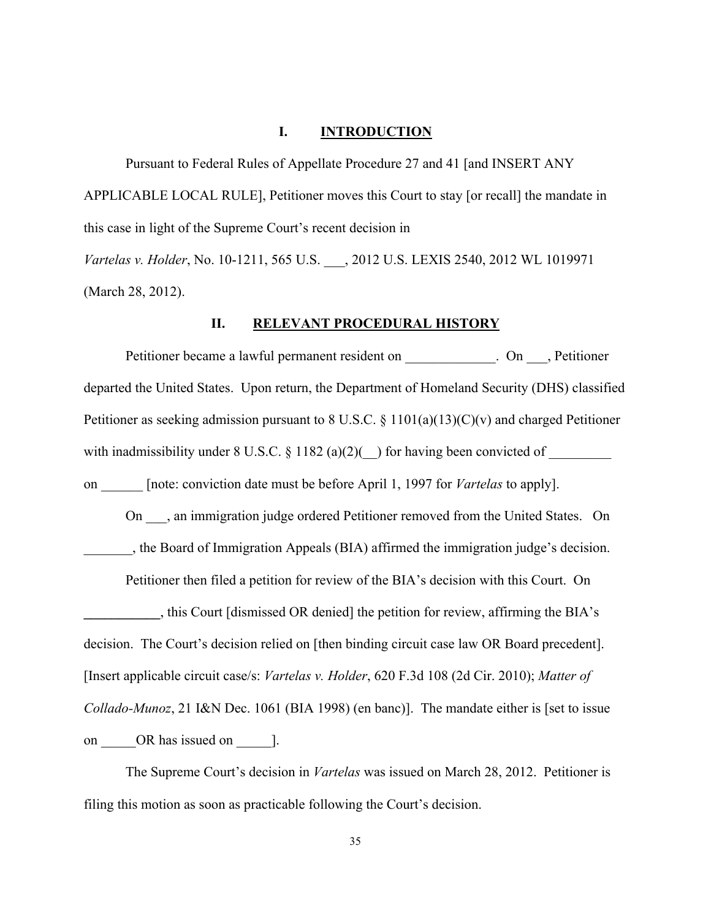## I. INTRODUCTION

Pursuant to Federal Rules of Appellate Procedure 27 and 41 [and INSERT ANY APPLICABLE LOCAL RULE], Petitioner moves this Court to stay [or recall] the mandate in this case in light of the Supreme Court's recent decision in *Vartelas v. Holder*, No. 10-1211, 565 U.S. ___, 2012 U.S. LEXIS 2540, 2012 WL 1019971 (March 28, 2012).

## II. RELEVANT PROCEDURAL HISTORY

Petitioner became a lawful permanent resident on _____________. On ___, Petitioner departed the United States. Upon return, the Department of Homeland Security (DHS) classified Petitioner as seeking admission pursuant to 8 U.S.C. § 1101(a)(13)(C)(v) and charged Petitioner with inadmissibility under 8 U.S.C. § 1182 (a)(2)(__) for having been convicted of _________ on ______ [note: conviction date must be before April 1, 1997 for *Vartelas* to apply].

On ___, an immigration judge ordered Petitioner removed from the United States. On _______, the Board of Immigration Appeals (BIA) affirmed the immigration judge's decision.

Petitioner then filed a petition for review of the BIA's decision with this Court. On ___________, this Court [dismissed OR denied] the petition for review, affirming the BIA's decision. The Court's decision relied on [then binding circuit case law OR Board precedent]. [Insert applicable circuit case/s: *Vartelas v. Holder*, 620 F.3d 108 (2d Cir. 2010); *Matter of Collado-Munoz*, 21 I&N Dec. 1061 (BIA 1998) (en banc)]. The mandate either is [set to issue on _____OR has issued on _____].

The Supreme Court's decision in *Vartelas* was issued on March 28, 2012. Petitioner is filing this motion as soon as practicable following the Court's decision.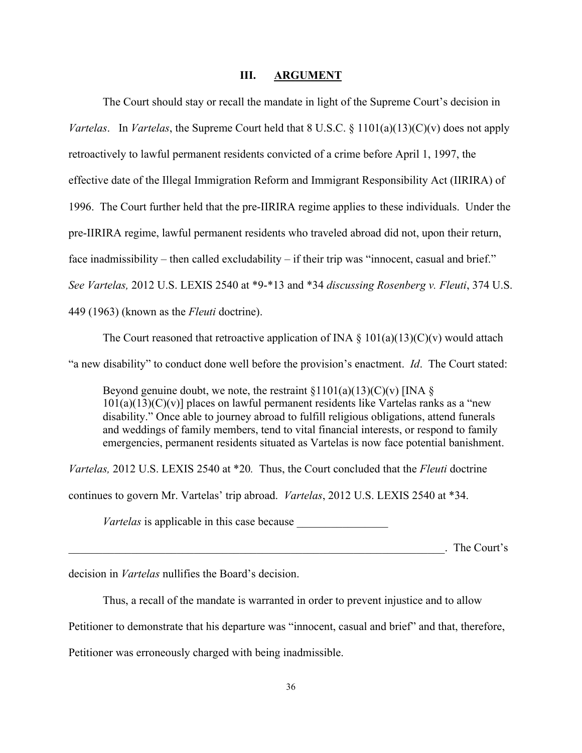## III. ARGUMENT

The Court should stay or recall the mandate in light of the Supreme Court's decision in *Vartelas*. In *Vartelas*, the Supreme Court held that 8 U.S.C. § 1101(a)(13)(C)(v) does not apply retroactively to lawful permanent residents convicted of a crime before April 1, 1997, the effective date of the Illegal Immigration Reform and Immigrant Responsibility Act (IIRIRA) of 1996. The Court further held that the pre-IIRIRA regime applies to these individuals. Under the pre-IIRIRA regime, lawful permanent residents who traveled abroad did not, upon their return, face inadmissibility – then called excludability – if their trip was "innocent, casual and brief." *See Vartelas,* 2012 U.S. LEXIS 2540 at *9-*13 and *34 *discussing Rosenberg v. Fleuti*, 374 U.S. 449 (1963) (known as the *Fleuti* doctrine).

The Court reasoned that retroactive application of INA § 101(a)(13)(C)(v) would attach "a new disability" to conduct done well before the provision's enactment. *Id*. The Court stated:

> Beyond genuine doubt, we note, the restraint §1101(a)(13)(C)(v) [INA § 101(a)(13)(C)(v)] places on lawful permanent residents like Vartelas ranks as a "new disability." Once able to journey abroad to fulfill religious obligations, attend funerals and weddings of family members, tend to vital financial interests, or respond to family emergencies, permanent residents situated as Vartelas is now face potential banishment.

*Vartelas,* 2012 U.S. LEXIS 2540 at *20*.* Thus, the Court concluded that the *Fleuti* doctrine continues to govern Mr. Vartelas' trip abroad. *Vartelas*, 2012 U.S. LEXIS 2540 at *34.

*Vartelas* is applicable in this case because ________________ ______________________________________________________________________. The Court's decision in *Vartelas* nullifies the Board's decision.

Thus, a recall of the mandate is warranted in order to prevent injustice and to allow Petitioner to demonstrate that his departure was "innocent, casual and brief" and that, therefore, Petitioner was erroneously charged with being inadmissible.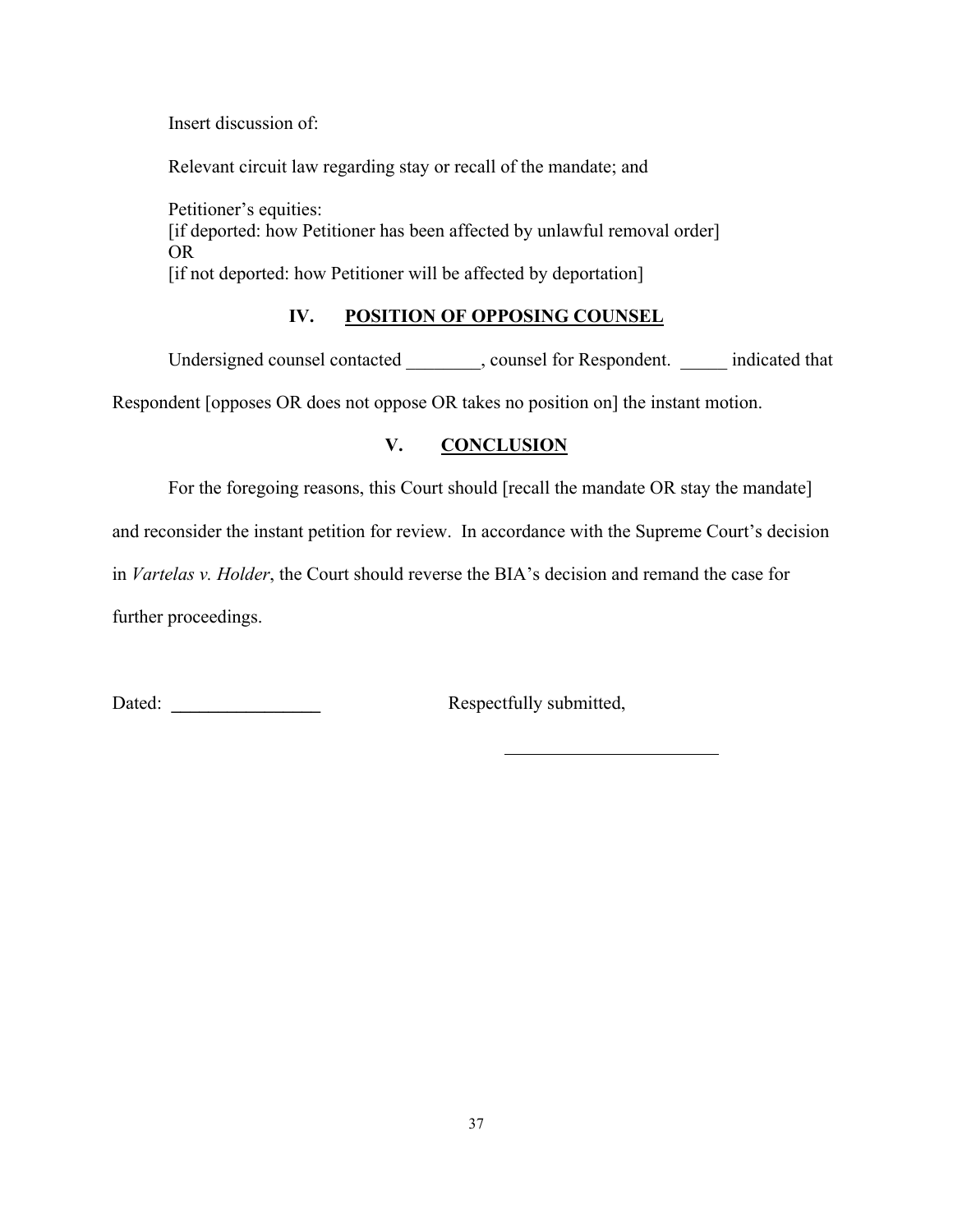Insert discussion of:

Relevant circuit law regarding stay or recall of the mandate; and

Petitioner's equities:
[if deported: how Petitioner has been affected by unlawful removal order]
OR
[if not deported: how Petitioner will be affected by deportation]

## IV. POSITION OF OPPOSING COUNSEL

Undersigned counsel contacted ________, counsel for Respondent. _____ indicated that Respondent [opposes OR does not oppose OR takes no position on] the instant motion.

## V. CONCLUSION

For the foregoing reasons, this Court should [recall the mandate OR stay the mandate] and reconsider the instant petition for review. In accordance with the Supreme Court's decision in *Vartelas v. Holder*, the Court should reverse the BIA's decision and remand the case for further proceedings.

Dated: ________________ Respectfully submitted,

_______________________